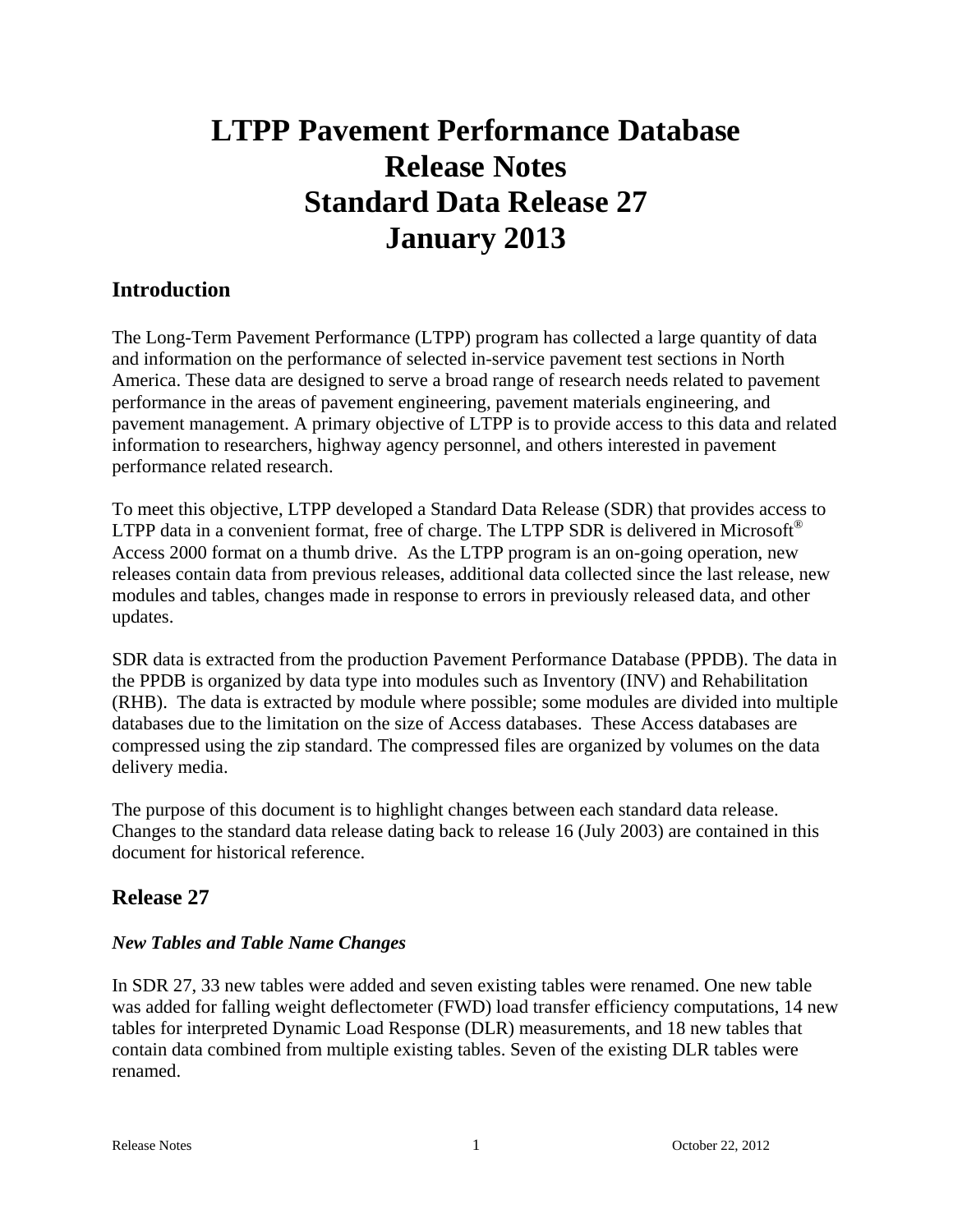# LTPP Pavement Performance Database Release Notes Standard Data Release 27 January 2013

## Introduction

The Long-Term Pavement Performance (LTPP) program has collected a large quantity of data and information on the performance of selected in-service pavement test sections in North America. These data are designed to serve a broad range of research needs related to pavement performance in the areas of pavement engineering, pavement materials engineering, and pavement management. A primary objective of LTPP is to provide access to this data and related information to researchers, highway agency personnel, and others interested in pavement performance related research.

To meet this objective, LTPP developed a Standard Data Release (SDR) that provides access to LTPP data in a convenient format, free of charge. The LTPP SDR is delivered in Microsoft® Access 2000 format on a thumb drive. As the LTPP program is an on-going operation, new releases contain data from previous releases, additional data collected since the last release, new modules and tables, changes made in response to errors in previously released data, and other updates.

SDR data is extracted from the production Pavement Performance Database (PPDB). The data in the PPDB is organized by data type into modules such as Inventory (INV) and Rehabilitation (RHB). The data is extracted by module where possible; some modules are divided into multiple databases due to the limitation on the size of Access databases. These Access databases are compressed using the zip standard. The compressed files are organized by volumes on the data delivery media.

The purpose of this document is to highlight changes between each standard data release. Changes to the standard data release dating back to release 16 (July 2003) are contained in this document for historical reference.

## Release 27

### *New Tables and Table Name Changes*

In SDR 27, 33 new tables were added and seven existing tables were renamed. One new table was added for falling weight deflectometer (FWD) load transfer efficiency computations, 14 new tables for interpreted Dynamic Load Response (DLR) measurements, and 18 new tables that contain data combined from multiple existing tables. Seven of the existing DLR tables were renamed.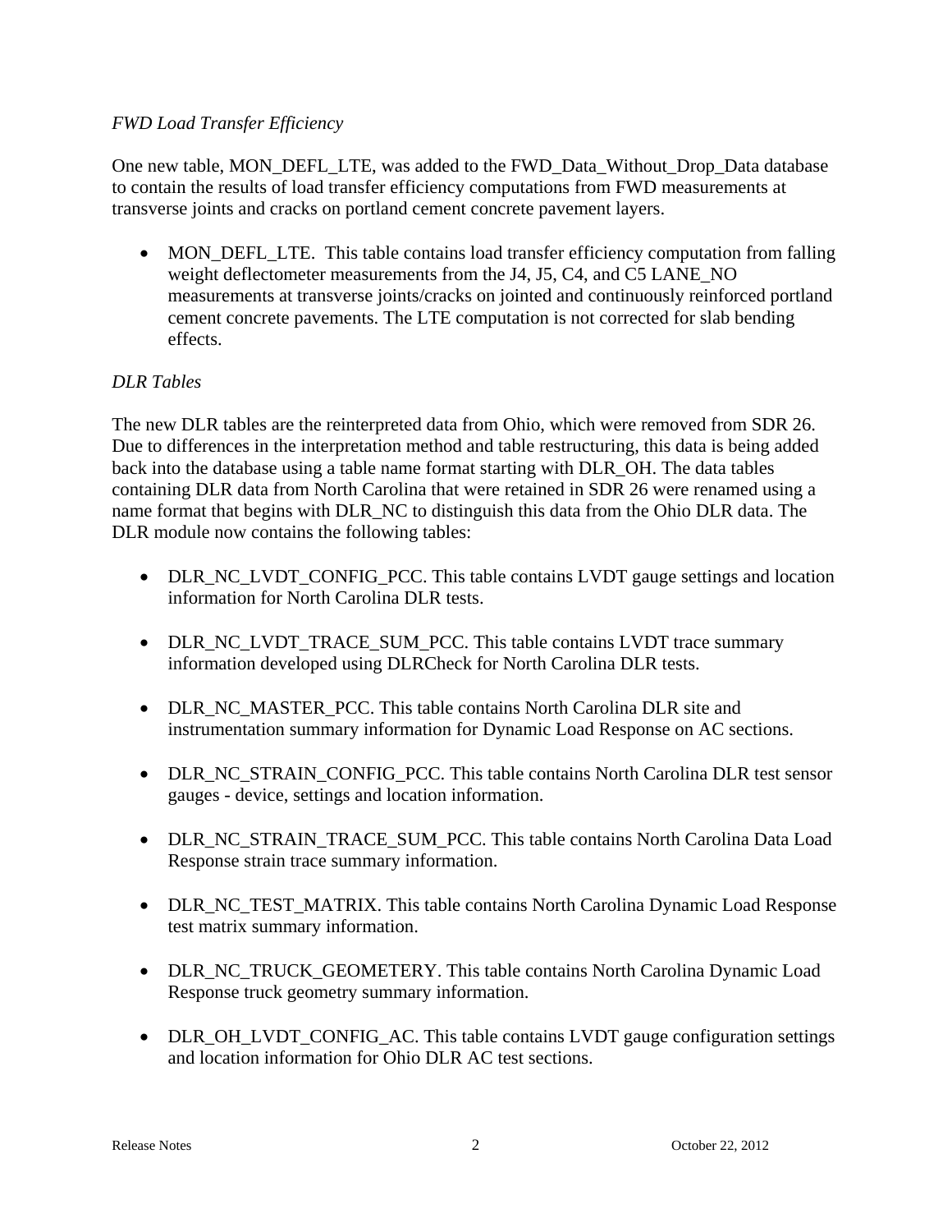*FWD Load Transfer Efficiency*

One new table, MON_DEFL_LTE, was added to the FWD_Data_Without_Drop_Data database to contain the results of load transfer efficiency computations from FWD measurements at transverse joints and cracks on portland cement concrete pavement layers.

- MON_DEFL_LTE. This table contains load transfer efficiency computation from falling weight deflectometer measurements from the J4, J5, C4, and C5 LANE_NO measurements at transverse joints/cracks on jointed and continuously reinforced portland cement concrete pavements. The LTE computation is not corrected for slab bending effects.

*DLR Tables*

The new DLR tables are the reinterpreted data from Ohio, which were removed from SDR 26. Due to differences in the interpretation method and table restructuring, this data is being added back into the database using a table name format starting with DLR_OH. The data tables containing DLR data from North Carolina that were retained in SDR 26 were renamed using a name format that begins with DLR_NC to distinguish this data from the Ohio DLR data. The DLR module now contains the following tables:

- DLR_NC_LVDT_CONFIG_PCC. This table contains LVDT gauge settings and location information for North Carolina DLR tests.

- DLR_NC_LVDT_TRACE_SUM_PCC. This table contains LVDT trace summary information developed using DLRCheck for North Carolina DLR tests.

- DLR_NC_MASTER_PCC. This table contains North Carolina DLR site and instrumentation summary information for Dynamic Load Response on AC sections.

- DLR_NC_STRAIN_CONFIG_PCC. This table contains North Carolina DLR test sensor gauges - device, settings and location information.

- DLR_NC_STRAIN_TRACE_SUM_PCC. This table contains North Carolina Data Load Response strain trace summary information.

- DLR_NC_TEST_MATRIX. This table contains North Carolina Dynamic Load Response test matrix summary information.

- DLR_NC_TRUCK_GEOMETERY. This table contains North Carolina Dynamic Load Response truck geometry summary information.

- DLR_OH_LVDT_CONFIG_AC. This table contains LVDT gauge configuration settings and location information for Ohio DLR AC test sections.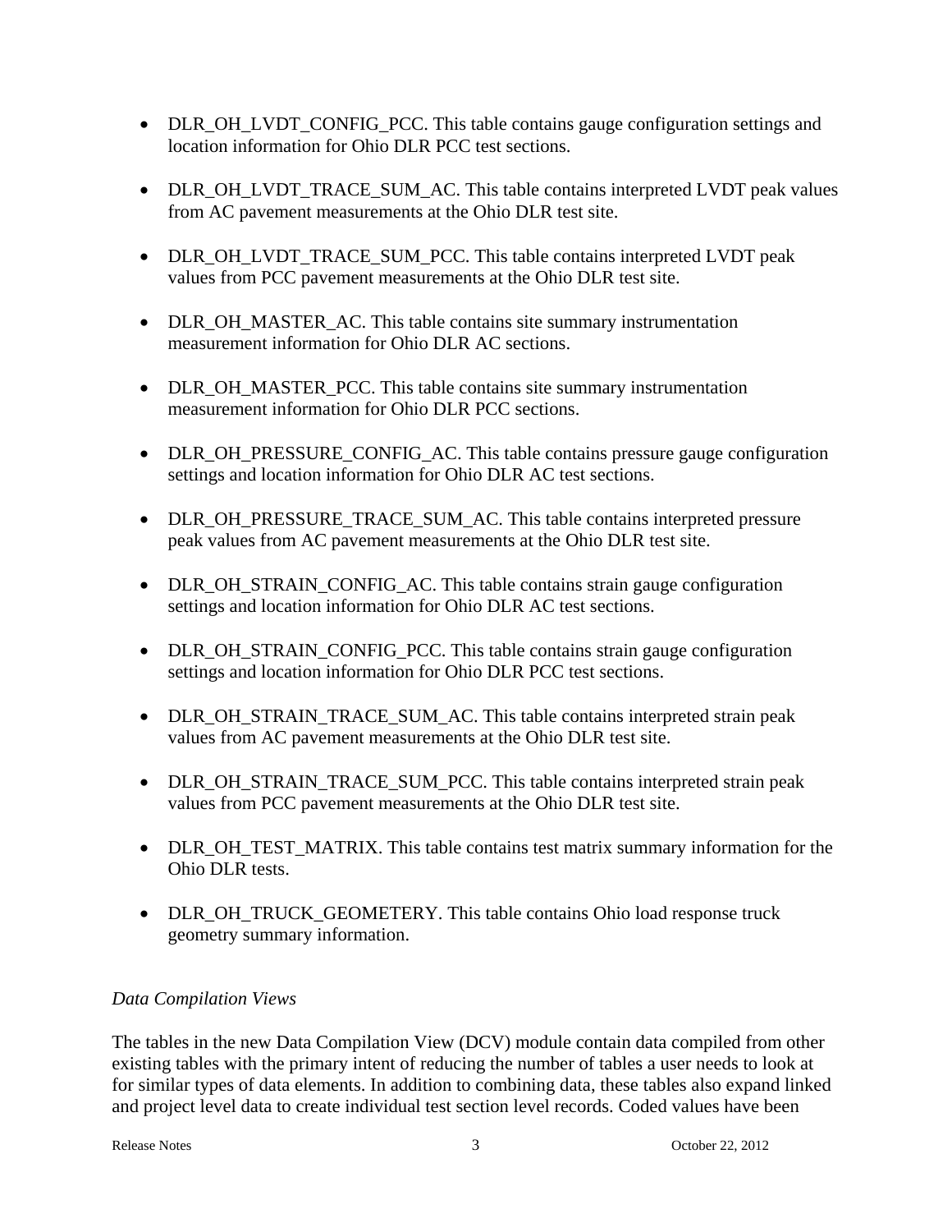- DLR_OH_LVDT_CONFIG_PCC. This table contains gauge configuration settings and location information for Ohio DLR PCC test sections.

- DLR_OH_LVDT_TRACE_SUM_AC. This table contains interpreted LVDT peak values from AC pavement measurements at the Ohio DLR test site.

- DLR_OH_LVDT_TRACE_SUM_PCC. This table contains interpreted LVDT peak values from PCC pavement measurements at the Ohio DLR test site.

- DLR_OH_MASTER_AC. This table contains site summary instrumentation measurement information for Ohio DLR AC sections.

- DLR_OH_MASTER_PCC. This table contains site summary instrumentation measurement information for Ohio DLR PCC sections.

- DLR_OH_PRESSURE_CONFIG_AC. This table contains pressure gauge configuration settings and location information for Ohio DLR AC test sections.

- DLR_OH_PRESSURE_TRACE_SUM_AC. This table contains interpreted pressure peak values from AC pavement measurements at the Ohio DLR test site.

- DLR_OH_STRAIN_CONFIG_AC. This table contains strain gauge configuration settings and location information for Ohio DLR AC test sections.

- DLR_OH_STRAIN_CONFIG_PCC. This table contains strain gauge configuration settings and location information for Ohio DLR PCC test sections.

- DLR_OH_STRAIN_TRACE_SUM_AC. This table contains interpreted strain peak values from AC pavement measurements at the Ohio DLR test site.

- DLR_OH_STRAIN_TRACE_SUM_PCC. This table contains interpreted strain peak values from PCC pavement measurements at the Ohio DLR test site.

- DLR_OH_TEST_MATRIX. This table contains test matrix summary information for the Ohio DLR tests.

- DLR_OH_TRUCK_GEOMETERY. This table contains Ohio load response truck geometry summary information.

*Data Compilation Views*

The tables in the new Data Compilation View (DCV) module contain data compiled from other existing tables with the primary intent of reducing the number of tables a user needs to look at for similar types of data elements. In addition to combining data, these tables also expand linked and project level data to create individual test section level records. Coded values have been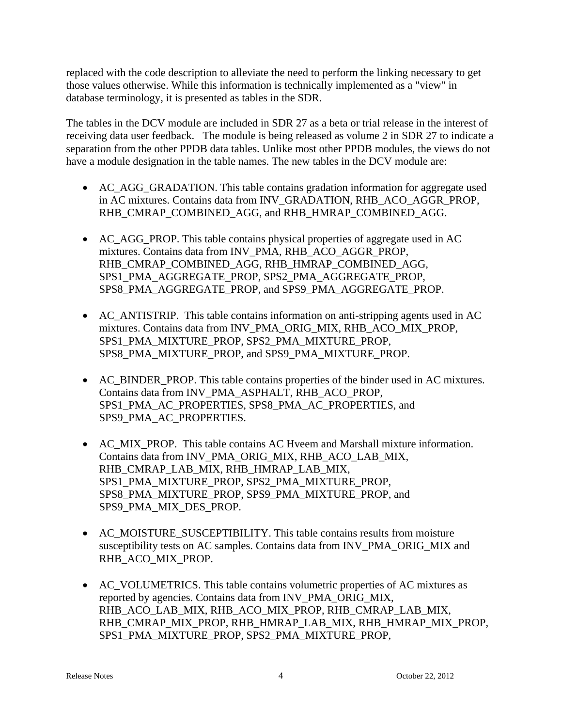replaced with the code description to alleviate the need to perform the linking necessary to get those values otherwise. While this information is technically implemented as a "view" in database terminology, it is presented as tables in the SDR.

The tables in the DCV module are included in SDR 27 as a beta or trial release in the interest of receiving data user feedback. The module is being released as volume 2 in SDR 27 to indicate a separation from the other PPDB data tables. Unlike most other PPDB modules, the views do not have a module designation in the table names. The new tables in the DCV module are:

- AC_AGG_GRADATION. This table contains gradation information for aggregate used in AC mixtures. Contains data from INV_GRADATION, RHB_ACO_AGGR_PROP, RHB_CMRAP_COMBINED_AGG, and RHB_HMRAP_COMBINED_AGG.

- AC_AGG_PROP. This table contains physical properties of aggregate used in AC mixtures. Contains data from INV_PMA, RHB_ACO_AGGR_PROP, RHB_CMRAP_COMBINED_AGG, RHB_HMRAP_COMBINED_AGG, SPS1_PMA_AGGREGATE_PROP, SPS2_PMA_AGGREGATE_PROP, SPS8_PMA_AGGREGATE_PROP, and SPS9_PMA_AGGREGATE_PROP.

- AC_ANTISTRIP. This table contains information on anti-stripping agents used in AC mixtures. Contains data from INV_PMA_ORIG_MIX, RHB_ACO_MIX_PROP, SPS1_PMA_MIXTURE_PROP, SPS2_PMA_MIXTURE_PROP, SPS8_PMA_MIXTURE_PROP, and SPS9_PMA_MIXTURE_PROP.

- AC_BINDER_PROP. This table contains properties of the binder used in AC mixtures. Contains data from INV_PMA_ASPHALT, RHB_ACO_PROP, SPS1_PMA_AC_PROPERTIES, SPS8_PMA_AC_PROPERTIES, and SPS9_PMA_AC_PROPERTIES.

- AC_MIX_PROP. This table contains AC Hveem and Marshall mixture information. Contains data from INV_PMA_ORIG_MIX, RHB_ACO_LAB_MIX, RHB_CMRAP_LAB_MIX, RHB_HMRAP_LAB_MIX, SPS1_PMA_MIXTURE_PROP, SPS2_PMA_MIXTURE_PROP, SPS8_PMA_MIXTURE_PROP, SPS9_PMA_MIXTURE_PROP, and SPS9_PMA_MIX_DES_PROP.

- AC_MOISTURE_SUSCEPTIBILITY. This table contains results from moisture susceptibility tests on AC samples. Contains data from INV_PMA_ORIG_MIX and RHB_ACO_MIX_PROP.

- AC_VOLUMETRICS. This table contains volumetric properties of AC mixtures as reported by agencies. Contains data from INV_PMA_ORIG_MIX, RHB_ACO_LAB_MIX, RHB_ACO_MIX_PROP, RHB_CMRAP_LAB_MIX, RHB_CMRAP_MIX_PROP, RHB_HMRAP_LAB_MIX, RHB_HMRAP_MIX_PROP, SPS1_PMA_MIXTURE_PROP, SPS2_PMA_MIXTURE_PROP,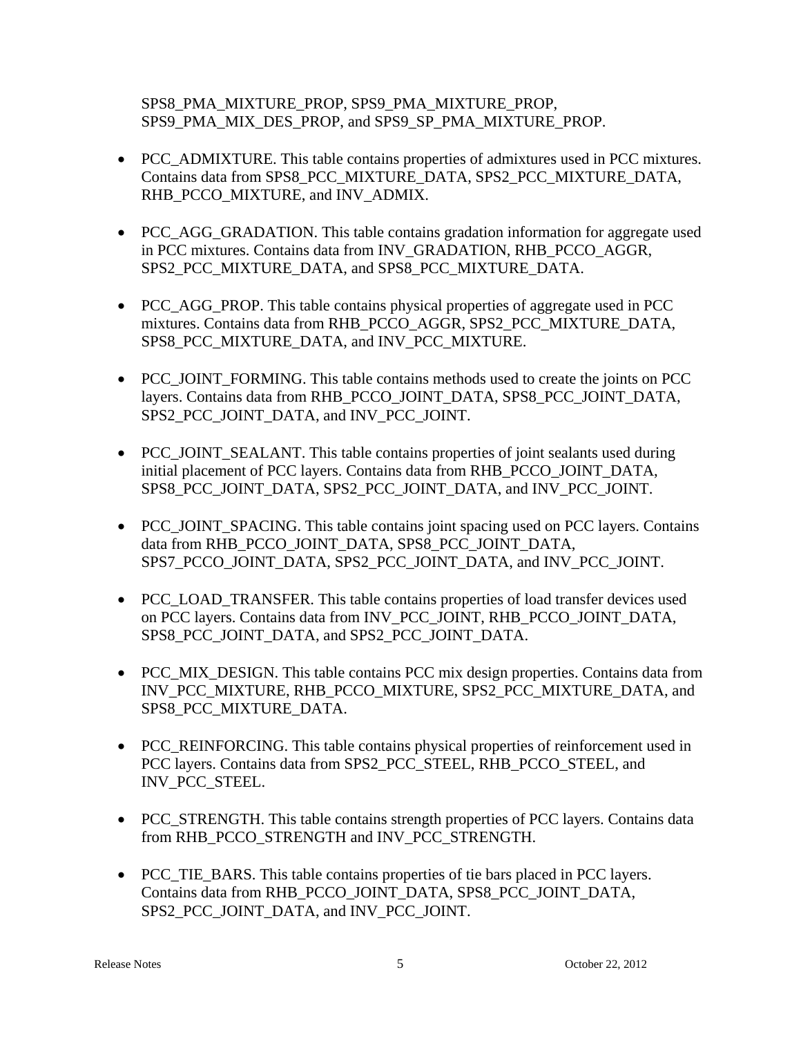SPS8_PMA_MIXTURE_PROP, SPS9_PMA_MIXTURE_PROP, SPS9_PMA_MIX_DES_PROP, and SPS9_SP_PMA_MIXTURE_PROP.

- PCC_ADMIXTURE. This table contains properties of admixtures used in PCC mixtures. Contains data from SPS8_PCC_MIXTURE_DATA, SPS2_PCC_MIXTURE_DATA, RHB_PCCO_MIXTURE, and INV_ADMIX.

- PCC_AGG_GRADATION. This table contains gradation information for aggregate used in PCC mixtures. Contains data from INV_GRADATION, RHB_PCCO_AGGR, SPS2_PCC_MIXTURE_DATA, and SPS8_PCC_MIXTURE_DATA.

- PCC_AGG_PROP. This table contains physical properties of aggregate used in PCC mixtures. Contains data from RHB_PCCO_AGGR, SPS2_PCC_MIXTURE_DATA, SPS8_PCC_MIXTURE_DATA, and INV_PCC_MIXTURE.

- PCC_JOINT_FORMING. This table contains methods used to create the joints on PCC layers. Contains data from RHB_PCCO_JOINT_DATA, SPS8_PCC_JOINT_DATA, SPS2_PCC_JOINT_DATA, and INV_PCC_JOINT.

- PCC_JOINT_SEALANT. This table contains properties of joint sealants used during initial placement of PCC layers. Contains data from RHB_PCCO_JOINT_DATA, SPS8_PCC_JOINT_DATA, SPS2_PCC_JOINT_DATA, and INV_PCC_JOINT.

- PCC_JOINT_SPACING. This table contains joint spacing used on PCC layers. Contains data from RHB_PCCO_JOINT_DATA, SPS8_PCC_JOINT_DATA, SPS7_PCCO_JOINT_DATA, SPS2_PCC_JOINT_DATA, and INV_PCC_JOINT.

- PCC_LOAD_TRANSFER. This table contains properties of load transfer devices used on PCC layers. Contains data from INV_PCC_JOINT, RHB_PCCO_JOINT_DATA, SPS8_PCC_JOINT_DATA, and SPS2_PCC_JOINT_DATA.

- PCC_MIX_DESIGN. This table contains PCC mix design properties. Contains data from INV_PCC_MIXTURE, RHB_PCCO_MIXTURE, SPS2_PCC_MIXTURE_DATA, and SPS8_PCC_MIXTURE_DATA.

- PCC_REINFORCING. This table contains physical properties of reinforcement used in PCC layers. Contains data from SPS2_PCC_STEEL, RHB_PCCO_STEEL, and INV_PCC_STEEL.

- PCC_STRENGTH. This table contains strength properties of PCC layers. Contains data from RHB_PCCO_STRENGTH and INV_PCC_STRENGTH.

- PCC_TIE_BARS. This table contains properties of tie bars placed in PCC layers. Contains data from RHB_PCCO_JOINT_DATA, SPS8_PCC_JOINT_DATA, SPS2_PCC_JOINT_DATA, and INV_PCC_JOINT.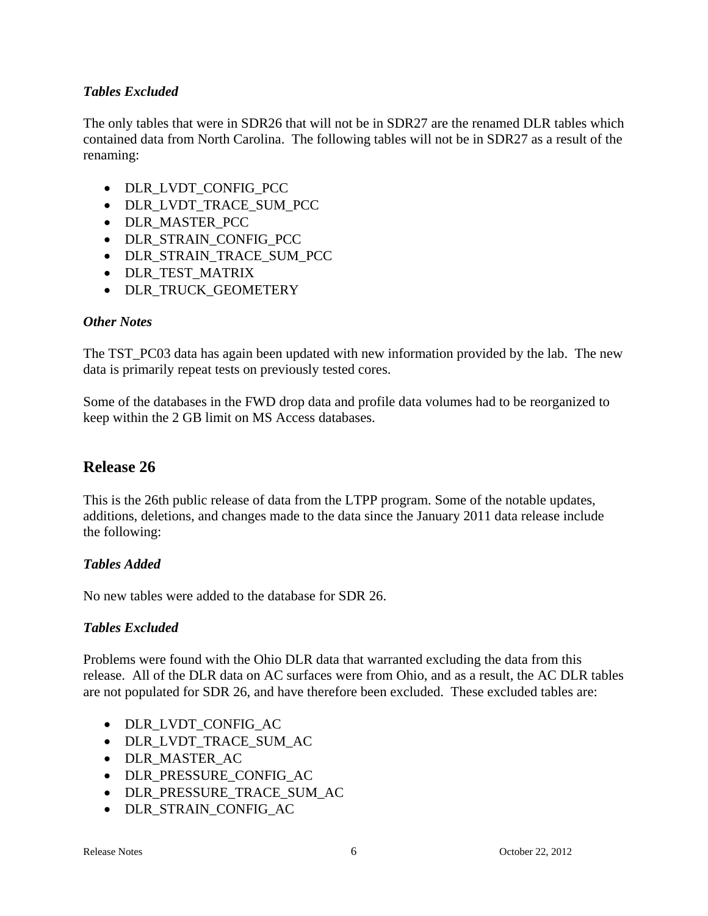### *Tables Excluded*

The only tables that were in SDR26 that will not be in SDR27 are the renamed DLR tables which contained data from North Carolina. The following tables will not be in SDR27 as a result of the renaming:

- DLR_LVDT_CONFIG_PCC
- DLR_LVDT_TRACE_SUM_PCC
- DLR_MASTER_PCC
- DLR_STRAIN_CONFIG_PCC
- DLR_STRAIN_TRACE_SUM_PCC
- DLR_TEST_MATRIX
- DLR_TRUCK_GEOMETERY

### *Other Notes*

The TST_PC03 data has again been updated with new information provided by the lab. The new data is primarily repeat tests on previously tested cores.

Some of the databases in the FWD drop data and profile data volumes had to be reorganized to keep within the 2 GB limit on MS Access databases.

## Release 26

This is the 26th public release of data from the LTPP program. Some of the notable updates, additions, deletions, and changes made to the data since the January 2011 data release include the following:

### *Tables Added*

No new tables were added to the database for SDR 26.

### *Tables Excluded*

Problems were found with the Ohio DLR data that warranted excluding the data from this release. All of the DLR data on AC surfaces were from Ohio, and as a result, the AC DLR tables are not populated for SDR 26, and have therefore been excluded. These excluded tables are:

- DLR_LVDT_CONFIG_AC
- DLR_LVDT_TRACE_SUM_AC
- DLR_MASTER_AC
- DLR_PRESSURE_CONFIG_AC
- DLR_PRESSURE_TRACE_SUM_AC
- DLR_STRAIN_CONFIG_AC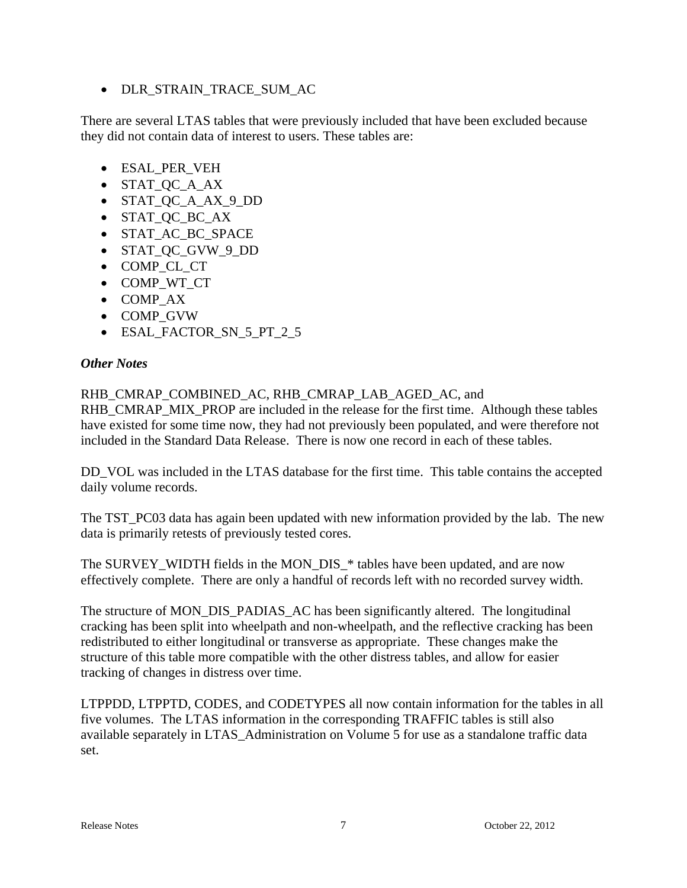- DLR_STRAIN_TRACE_SUM_AC

There are several LTAS tables that were previously included that have been excluded because they did not contain data of interest to users. These tables are:

- ESAL_PER_VEH
- STAT_QC_A_AX
- STAT_QC_A_AX_9_DD
- STAT_QC_BC_AX
- STAT_AC_BC_SPACE
- STAT_QC_GVW_9_DD
- COMP_CL_CT
- COMP_WT_CT
- COMP_AX
- COMP_GVW
- ESAL_FACTOR_SN_5_PT_2_5

***Other Notes***

RHB_CMRAP_COMBINED_AC, RHB_CMRAP_LAB_AGED_AC, and RHB_CMRAP_MIX_PROP are included in the release for the first time. Although these tables have existed for some time now, they had not previously been populated, and were therefore not included in the Standard Data Release. There is now one record in each of these tables.

DD_VOL was included in the LTAS database for the first time. This table contains the accepted daily volume records.

The TST_PC03 data has again been updated with new information provided by the lab. The new data is primarily retests of previously tested cores.

The SURVEY_WIDTH fields in the MON_DIS_* tables have been updated, and are now effectively complete. There are only a handful of records left with no recorded survey width.

The structure of MON_DIS_PADIAS_AC has been significantly altered. The longitudinal cracking has been split into wheelpath and non-wheelpath, and the reflective cracking has been redistributed to either longitudinal or transverse as appropriate. These changes make the structure of this table more compatible with the other distress tables, and allow for easier tracking of changes in distress over time.

LTPPDD, LTPPTD, CODES, and CODETYPES all now contain information for the tables in all five volumes. The LTAS information in the corresponding TRAFFIC tables is still also available separately in LTAS_Administration on Volume 5 for use as a standalone traffic data set.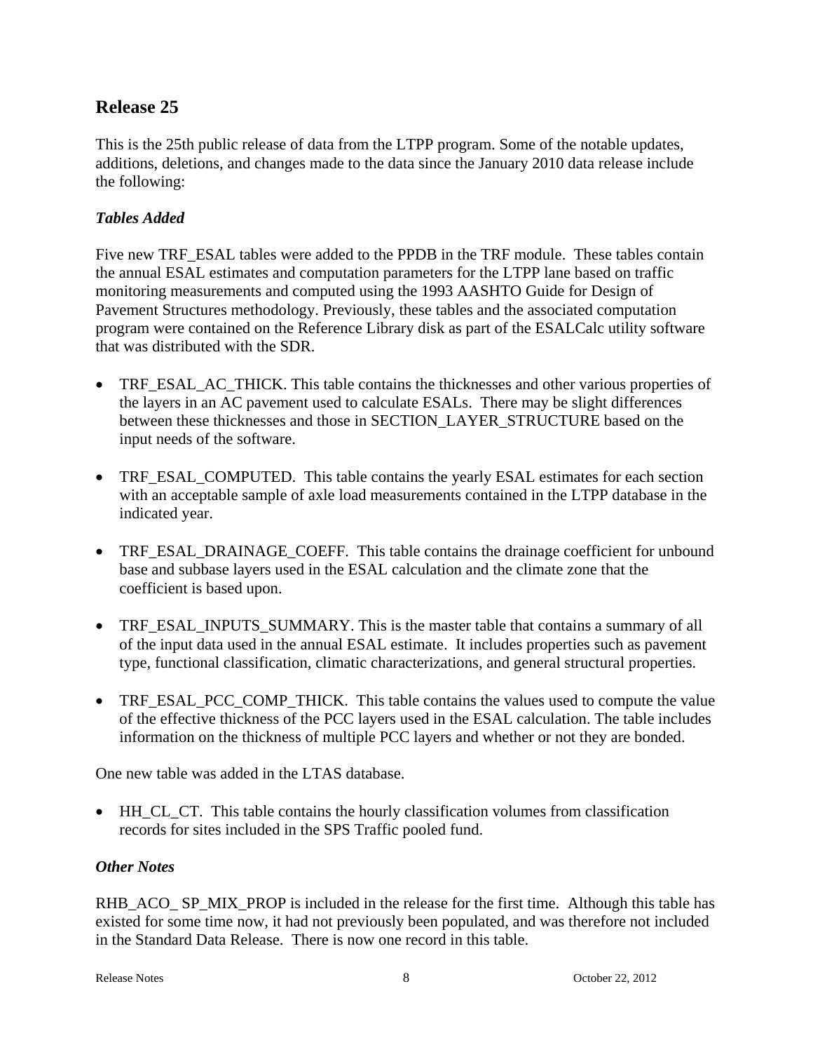## Release 25

This is the 25th public release of data from the LTPP program. Some of the notable updates, additions, deletions, and changes made to the data since the January 2010 data release include the following:

### *Tables Added*

Five new TRF_ESAL tables were added to the PPDB in the TRF module. These tables contain the annual ESAL estimates and computation parameters for the LTPP lane based on traffic monitoring measurements and computed using the 1993 AASHTO Guide for Design of Pavement Structures methodology. Previously, these tables and the associated computation program were contained on the Reference Library disk as part of the ESALCalc utility software that was distributed with the SDR.

- TRF_ESAL_AC_THICK. This table contains the thicknesses and other various properties of the layers in an AC pavement used to calculate ESALs. There may be slight differences between these thicknesses and those in SECTION_LAYER_STRUCTURE based on the input needs of the software.
- TRF_ESAL_COMPUTED. This table contains the yearly ESAL estimates for each section with an acceptable sample of axle load measurements contained in the LTPP database in the indicated year.
- TRF_ESAL_DRAINAGE_COEFF. This table contains the drainage coefficient for unbound base and subbase layers used in the ESAL calculation and the climate zone that the coefficient is based upon.
- TRF_ESAL_INPUTS_SUMMARY. This is the master table that contains a summary of all of the input data used in the annual ESAL estimate. It includes properties such as pavement type, functional classification, climatic characterizations, and general structural properties.
- TRF_ESAL_PCC_COMP_THICK. This table contains the values used to compute the value of the effective thickness of the PCC layers used in the ESAL calculation. The table includes information on the thickness of multiple PCC layers and whether or not they are bonded.

One new table was added in the LTAS database.

- HH_CL_CT. This table contains the hourly classification volumes from classification records for sites included in the SPS Traffic pooled fund.

### *Other Notes*

RHB_ACO_ SP_MIX_PROP is included in the release for the first time. Although this table has existed for some time now, it had not previously been populated, and was therefore not included in the Standard Data Release. There is now one record in this table.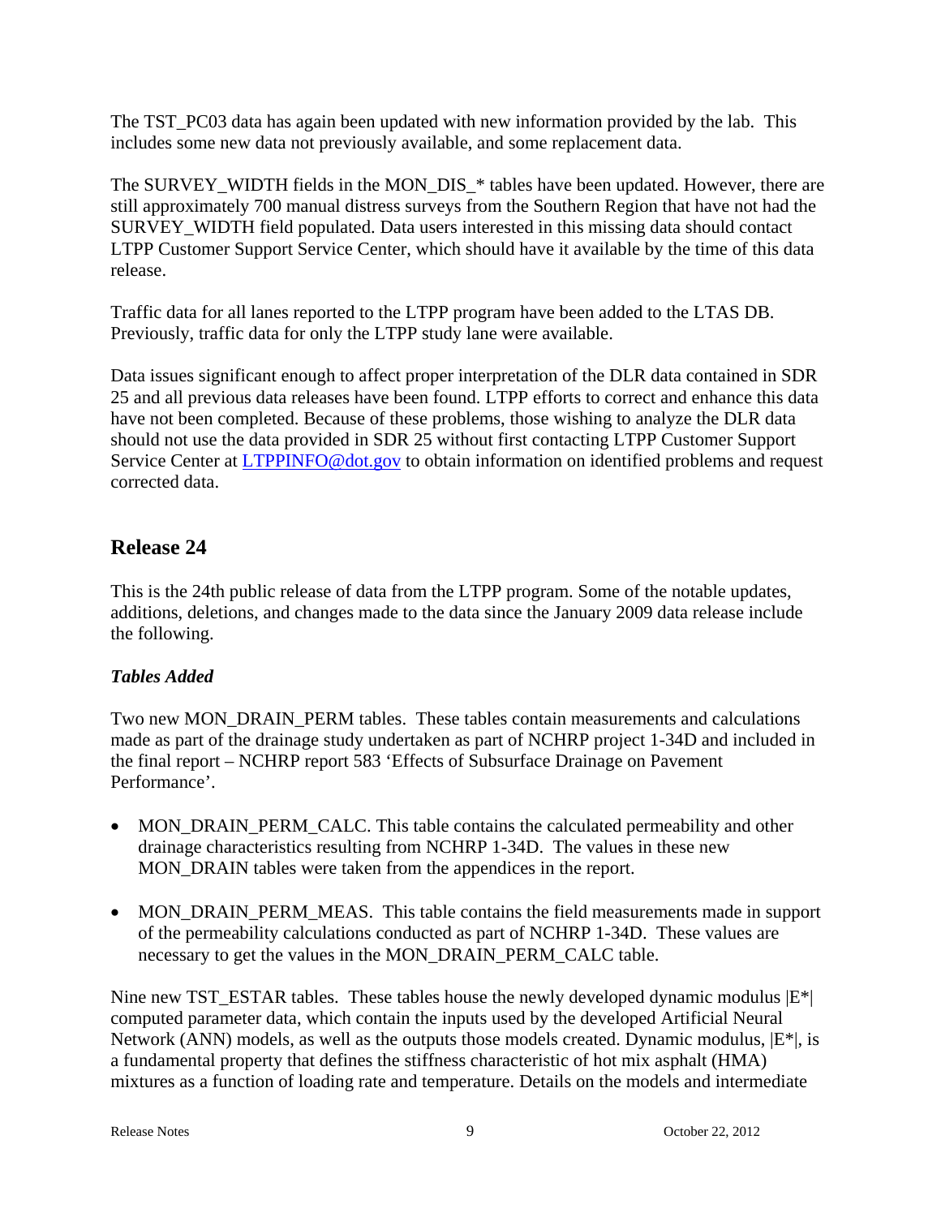The TST_PC03 data has again been updated with new information provided by the lab. This includes some new data not previously available, and some replacement data.

The SURVEY_WIDTH fields in the MON_DIS_* tables have been updated. However, there are still approximately 700 manual distress surveys from the Southern Region that have not had the SURVEY_WIDTH field populated. Data users interested in this missing data should contact LTPP Customer Support Service Center, which should have it available by the time of this data release.

Traffic data for all lanes reported to the LTPP program have been added to the LTAS DB. Previously, traffic data for only the LTPP study lane were available.

Data issues significant enough to affect proper interpretation of the DLR data contained in SDR 25 and all previous data releases have been found. LTPP efforts to correct and enhance this data have not been completed. Because of these problems, those wishing to analyze the DLR data should not use the data provided in SDR 25 without first contacting LTPP Customer Support Service Center at LTPPINFO@dot.gov to obtain information on identified problems and request corrected data.

## Release 24

This is the 24th public release of data from the LTPP program. Some of the notable updates, additions, deletions, and changes made to the data since the January 2009 data release include the following.

### *Tables Added*

Two new MON_DRAIN_PERM tables. These tables contain measurements and calculations made as part of the drainage study undertaken as part of NCHRP project 1-34D and included in the final report – NCHRP report 583 'Effects of Subsurface Drainage on Pavement Performance'.

- MON_DRAIN_PERM_CALC. This table contains the calculated permeability and other drainage characteristics resulting from NCHRP 1-34D. The values in these new MON_DRAIN tables were taken from the appendices in the report.

- MON_DRAIN_PERM_MEAS. This table contains the field measurements made in support of the permeability calculations conducted as part of NCHRP 1-34D. These values are necessary to get the values in the MON_DRAIN_PERM_CALC table.

Nine new TST_ESTAR tables. These tables house the newly developed dynamic modulus |E*| computed parameter data, which contain the inputs used by the developed Artificial Neural Network (ANN) models, as well as the outputs those models created. Dynamic modulus, |E*|, is a fundamental property that defines the stiffness characteristic of hot mix asphalt (HMA) mixtures as a function of loading rate and temperature. Details on the models and intermediate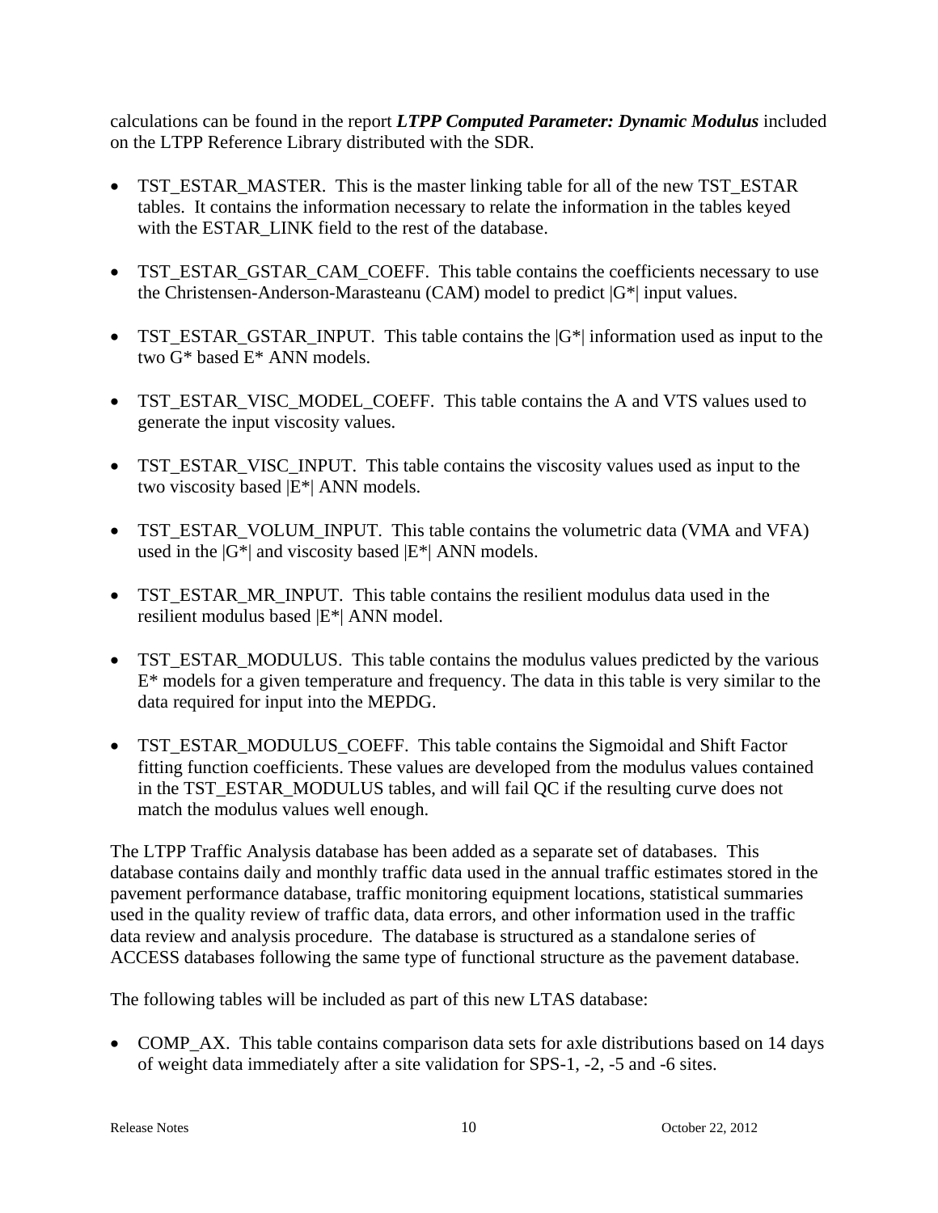calculations can be found in the report ***LTPP Computed Parameter: Dynamic Modulus*** included on the LTPP Reference Library distributed with the SDR.

- TST_ESTAR_MASTER. This is the master linking table for all of the new TST_ESTAR tables. It contains the information necessary to relate the information in the tables keyed with the ESTAR_LINK field to the rest of the database.

- TST_ESTAR_GSTAR_CAM_COEFF. This table contains the coefficients necessary to use the Christensen-Anderson-Marasteanu (CAM) model to predict |G*| input values.

- TST_ESTAR_GSTAR_INPUT. This table contains the |G*| information used as input to the two G* based E* ANN models.

- TST_ESTAR_VISC_MODEL_COEFF. This table contains the A and VTS values used to generate the input viscosity values.

- TST_ESTAR_VISC_INPUT. This table contains the viscosity values used as input to the two viscosity based |E*| ANN models.

- TST_ESTAR_VOLUM_INPUT. This table contains the volumetric data (VMA and VFA) used in the |G*| and viscosity based |E*| ANN models.

- TST_ESTAR_MR_INPUT. This table contains the resilient modulus data used in the resilient modulus based |E*| ANN model.

- TST_ESTAR_MODULUS. This table contains the modulus values predicted by the various E* models for a given temperature and frequency. The data in this table is very similar to the data required for input into the MEPDG.

- TST_ESTAR_MODULUS_COEFF. This table contains the Sigmoidal and Shift Factor fitting function coefficients. These values are developed from the modulus values contained in the TST_ESTAR_MODULUS tables, and will fail QC if the resulting curve does not match the modulus values well enough.

The LTPP Traffic Analysis database has been added as a separate set of databases. This database contains daily and monthly traffic data used in the annual traffic estimates stored in the pavement performance database, traffic monitoring equipment locations, statistical summaries used in the quality review of traffic data, data errors, and other information used in the traffic data review and analysis procedure. The database is structured as a standalone series of ACCESS databases following the same type of functional structure as the pavement database.

The following tables will be included as part of this new LTAS database:

- COMP_AX. This table contains comparison data sets for axle distributions based on 14 days of weight data immediately after a site validation for SPS-1, -2, -5 and -6 sites.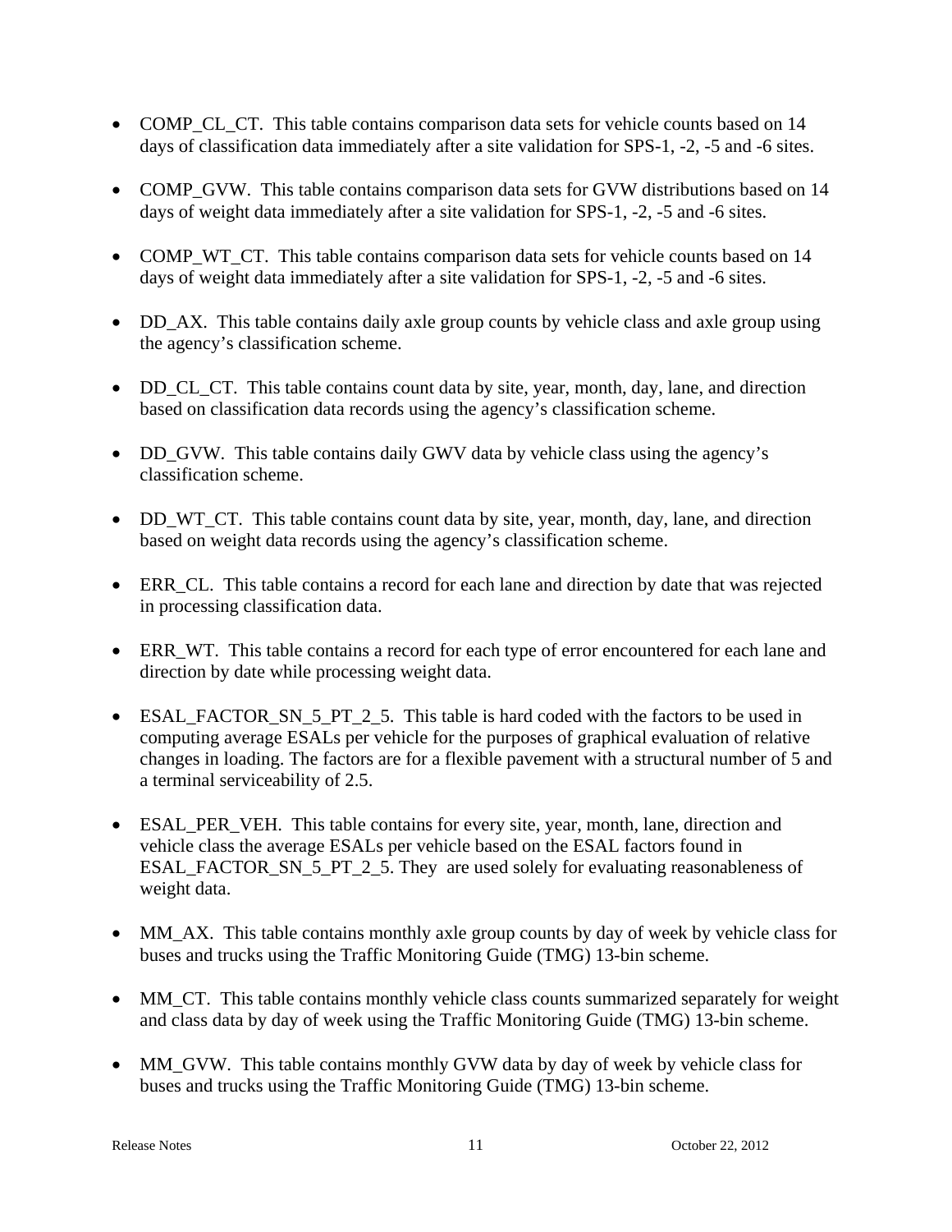- COMP_CL_CT.  This table contains comparison data sets for vehicle counts based on 14 days of classification data immediately after a site validation for SPS-1, -2, -5 and -6 sites.

- COMP_GVW.  This table contains comparison data sets for GVW distributions based on 14 days of weight data immediately after a site validation for SPS-1, -2, -5 and -6 sites.

- COMP_WT_CT.  This table contains comparison data sets for vehicle counts based on 14 days of weight data immediately after a site validation for SPS-1, -2, -5 and -6 sites.

- DD_AX.  This table contains daily axle group counts by vehicle class and axle group using the agency's classification scheme.

- DD_CL_CT.  This table contains count data by site, year, month, day, lane, and direction based on classification data records using the agency's classification scheme.

- DD_GVW.  This table contains daily GWV data by vehicle class using the agency's classification scheme.

- DD_WT_CT.  This table contains count data by site, year, month, day, lane, and direction based on weight data records using the agency's classification scheme.

- ERR_CL.  This table contains a record for each lane and direction by date that was rejected in processing classification data.

- ERR_WT.  This table contains a record for each type of error encountered for each lane and direction by date while processing weight data.

- ESAL_FACTOR_SN_5_PT_2_5.  This table is hard coded with the factors to be used in computing average ESALs per vehicle for the purposes of graphical evaluation of relative changes in loading. The factors are for a flexible pavement with a structural number of 5 and a terminal serviceability of 2.5.

- ESAL_PER_VEH.  This table contains for every site, year, month, lane, direction and vehicle class the average ESALs per vehicle based on the ESAL factors found in ESAL_FACTOR_SN_5_PT_2_5. They  are used solely for evaluating reasonableness of weight data.

- MM_AX.  This table contains monthly axle group counts by day of week by vehicle class for buses and trucks using the Traffic Monitoring Guide (TMG) 13-bin scheme.

- MM_CT.  This table contains monthly vehicle class counts summarized separately for weight and class data by day of week using the Traffic Monitoring Guide (TMG) 13-bin scheme.

- MM_GVW.  This table contains monthly GVW data by day of week by vehicle class for buses and trucks using the Traffic Monitoring Guide (TMG) 13-bin scheme.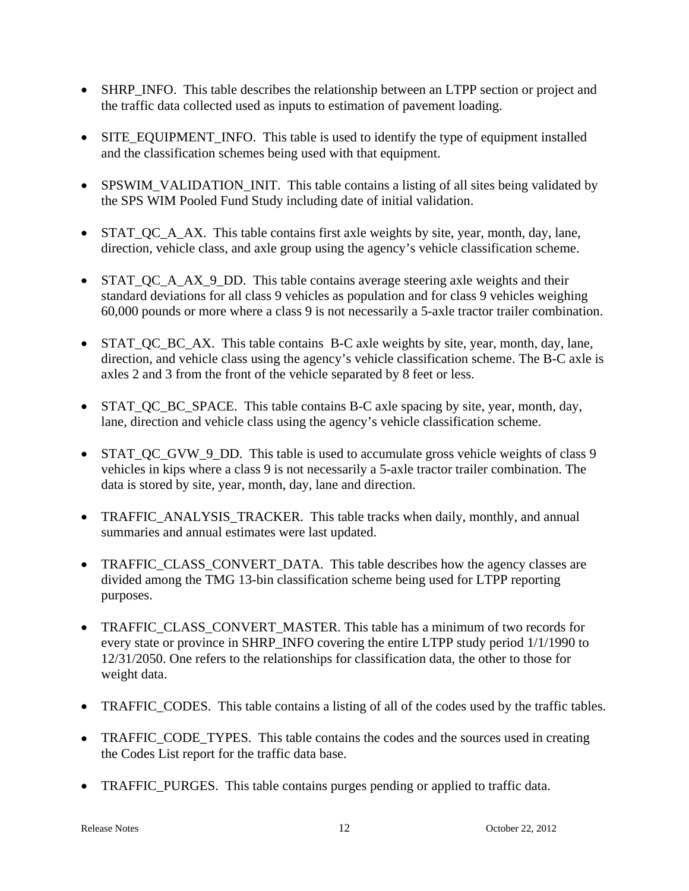- SHRP_INFO.  This table describes the relationship between an LTPP section or project and the traffic data collected used as inputs to estimation of pavement loading.

- SITE_EQUIPMENT_INFO.  This table is used to identify the type of equipment installed and the classification schemes being used with that equipment.

- SPSWIM_VALIDATION_INIT.  This table contains a listing of all sites being validated by the SPS WIM Pooled Fund Study including date of initial validation.

- STAT_QC_A_AX.  This table contains first axle weights by site, year, month, day, lane, direction, vehicle class, and axle group using the agency's vehicle classification scheme.

- STAT_QC_A_AX_9_DD.  This table contains average steering axle weights and their standard deviations for all class 9 vehicles as population and for class 9 vehicles weighing 60,000 pounds or more where a class 9 is not necessarily a 5-axle tractor trailer combination.

- STAT_QC_BC_AX.  This table contains  B-C axle weights by site, year, month, day, lane, direction, and vehicle class using the agency's vehicle classification scheme. The B-C axle is axles 2 and 3 from the front of the vehicle separated by 8 feet or less.

- STAT_QC_BC_SPACE.  This table contains B-C axle spacing by site, year, month, day, lane, direction and vehicle class using the agency's vehicle classification scheme.

- STAT_QC_GVW_9_DD.  This table is used to accumulate gross vehicle weights of class 9 vehicles in kips where a class 9 is not necessarily a 5-axle tractor trailer combination. The data is stored by site, year, month, day, lane and direction.

- TRAFFIC_ANALYSIS_TRACKER.  This table tracks when daily, monthly, and annual summaries and annual estimates were last updated.

- TRAFFIC_CLASS_CONVERT_DATA.  This table describes how the agency classes are divided among the TMG 13-bin classification scheme being used for LTPP reporting purposes.

- TRAFFIC_CLASS_CONVERT_MASTER. This table has a minimum of two records for every state or province in SHRP_INFO covering the entire LTPP study period 1/1/1990 to 12/31/2050. One refers to the relationships for classification data, the other to those for weight data.

- TRAFFIC_CODES.  This table contains a listing of all of the codes used by the traffic tables.

- TRAFFIC_CODE_TYPES.  This table contains the codes and the sources used in creating the Codes List report for the traffic data base.

- TRAFFIC_PURGES.  This table contains purges pending or applied to traffic data.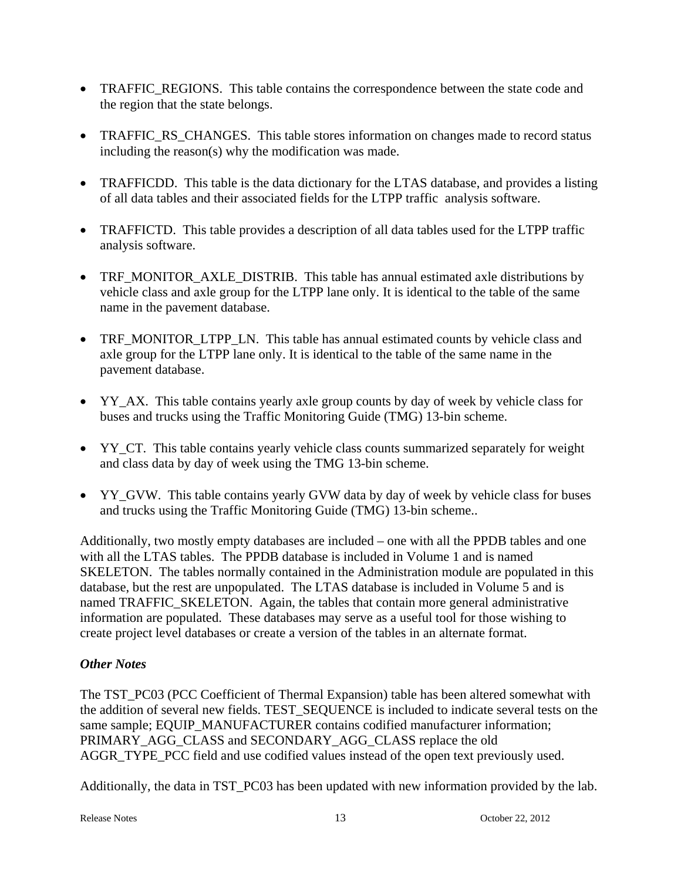- TRAFFIC_REGIONS.  This table contains the correspondence between the state code and the region that the state belongs.

- TRAFFIC_RS_CHANGES.  This table stores information on changes made to record status including the reason(s) why the modification was made.

- TRAFFICDD.  This table is the data dictionary for the LTAS database, and provides a listing of all data tables and their associated fields for the LTPP traffic  analysis software.

- TRAFFICTD.  This table provides a description of all data tables used for the LTPP traffic analysis software.

- TRF_MONITOR_AXLE_DISTRIB.  This table has annual estimated axle distributions by vehicle class and axle group for the LTPP lane only. It is identical to the table of the same name in the pavement database.

- TRF_MONITOR_LTPP_LN.  This table has annual estimated counts by vehicle class and axle group for the LTPP lane only. It is identical to the table of the same name in the pavement database.

- YY_AX.  This table contains yearly axle group counts by day of week by vehicle class for buses and trucks using the Traffic Monitoring Guide (TMG) 13-bin scheme.

- YY_CT.  This table contains yearly vehicle class counts summarized separately for weight and class data by day of week using the TMG 13-bin scheme.

- YY_GVW.  This table contains yearly GVW data by day of week by vehicle class for buses and trucks using the Traffic Monitoring Guide (TMG) 13-bin scheme..

Additionally, two mostly empty databases are included – one with all the PPDB tables and one with all the LTAS tables.  The PPDB database is included in Volume 1 and is named SKELETON.  The tables normally contained in the Administration module are populated in this database, but the rest are unpopulated.  The LTAS database is included in Volume 5 and is named TRAFFIC_SKELETON.  Again, the tables that contain more general administrative information are populated.  These databases may serve as a useful tool for those wishing to create project level databases or create a version of the tables in an alternate format.

### *Other Notes*

The TST_PC03 (PCC Coefficient of Thermal Expansion) table has been altered somewhat with the addition of several new fields. TEST_SEQUENCE is included to indicate several tests on the same sample; EQUIP_MANUFACTURER contains codified manufacturer information; PRIMARY_AGG_CLASS and SECONDARY_AGG_CLASS replace the old AGGR_TYPE_PCC field and use codified values instead of the open text previously used.

Additionally, the data in TST_PC03 has been updated with new information provided by the lab.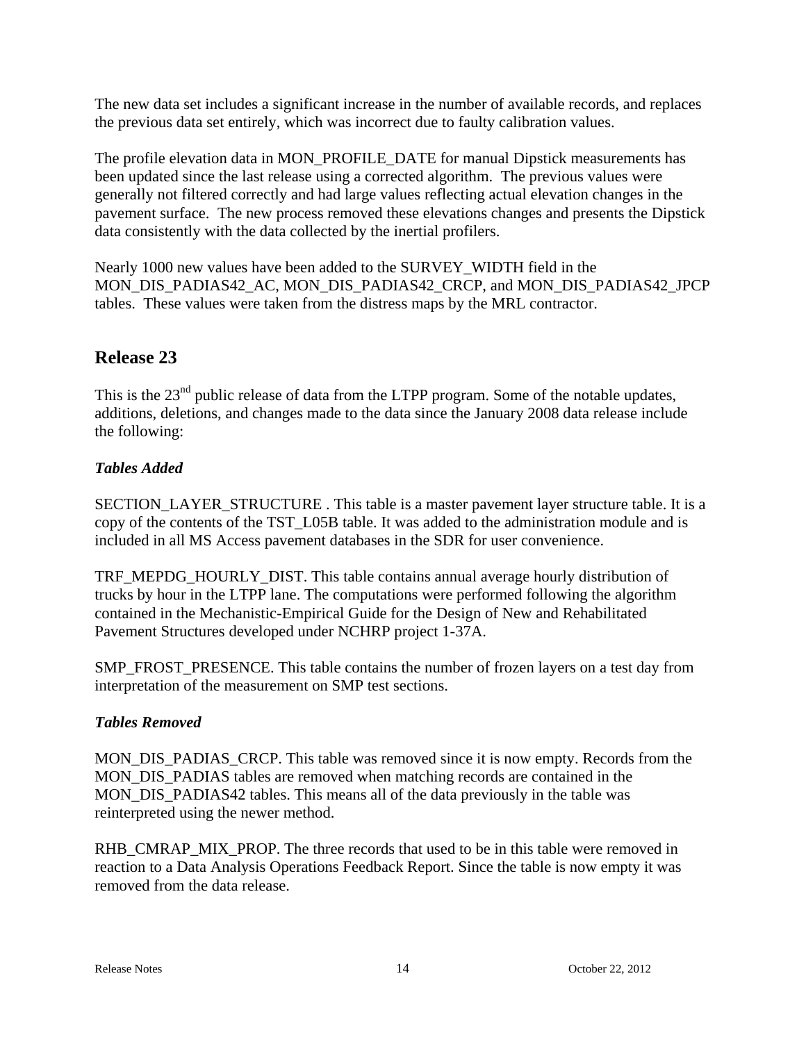The new data set includes a significant increase in the number of available records, and replaces the previous data set entirely, which was incorrect due to faulty calibration values.

The profile elevation data in MON_PROFILE_DATE for manual Dipstick measurements has been updated since the last release using a corrected algorithm. The previous values were generally not filtered correctly and had large values reflecting actual elevation changes in the pavement surface. The new process removed these elevations changes and presents the Dipstick data consistently with the data collected by the inertial profilers.

Nearly 1000 new values have been added to the SURVEY_WIDTH field in the MON_DIS_PADIAS42_AC, MON_DIS_PADIAS42_CRCP, and MON_DIS_PADIAS42_JPCP tables. These values were taken from the distress maps by the MRL contractor.

## Release 23

This is the 23nd public release of data from the LTPP program. Some of the notable updates, additions, deletions, and changes made to the data since the January 2008 data release include the following:

### *Tables Added*

SECTION_LAYER_STRUCTURE . This table is a master pavement layer structure table. It is a copy of the contents of the TST_L05B table. It was added to the administration module and is included in all MS Access pavement databases in the SDR for user convenience.

TRF_MEPDG_HOURLY_DIST. This table contains annual average hourly distribution of trucks by hour in the LTPP lane. The computations were performed following the algorithm contained in the Mechanistic-Empirical Guide for the Design of New and Rehabilitated Pavement Structures developed under NCHRP project 1-37A.

SMP_FROST_PRESENCE. This table contains the number of frozen layers on a test day from interpretation of the measurement on SMP test sections.

### *Tables Removed*

MON_DIS_PADIAS_CRCP. This table was removed since it is now empty. Records from the MON_DIS_PADIAS tables are removed when matching records are contained in the MON_DIS_PADIAS42 tables. This means all of the data previously in the table was reinterpreted using the newer method.

RHB_CMRAP_MIX_PROP. The three records that used to be in this table were removed in reaction to a Data Analysis Operations Feedback Report. Since the table is now empty it was removed from the data release.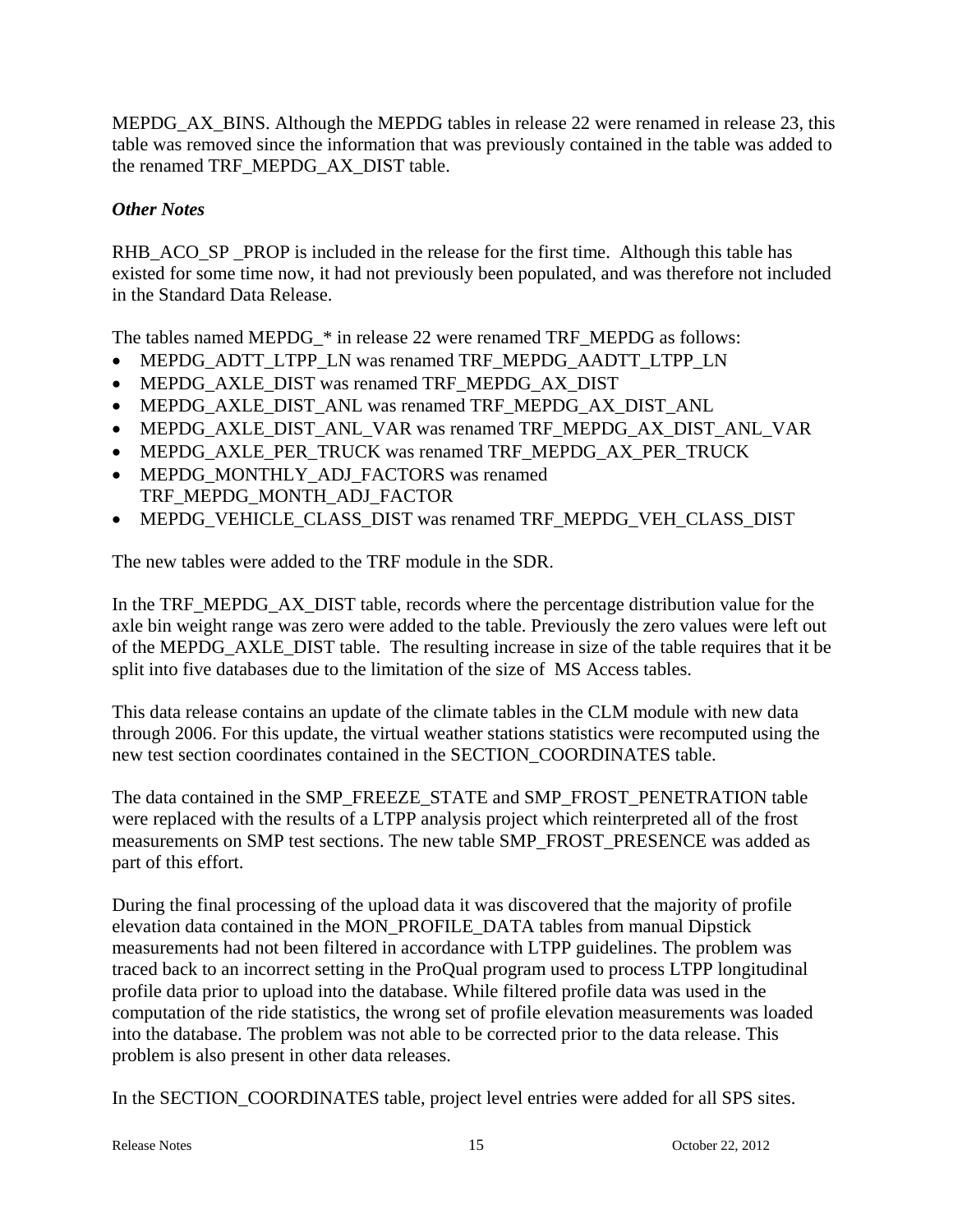MEPDG_AX_BINS. Although the MEPDG tables in release 22 were renamed in release 23, this table was removed since the information that was previously contained in the table was added to the renamed TRF_MEPDG_AX_DIST table.

### *Other Notes*

RHB_ACO_SP _PROP is included in the release for the first time. Although this table has existed for some time now, it had not previously been populated, and was therefore not included in the Standard Data Release.

The tables named MEPDG_* in release 22 were renamed TRF_MEPDG as follows:

- MEPDG_ADTT_LTPP_LN was renamed TRF_MEPDG_AADTT_LTPP_LN
- MEPDG_AXLE_DIST was renamed TRF_MEPDG_AX_DIST
- MEPDG_AXLE_DIST_ANL was renamed TRF_MEPDG_AX_DIST_ANL
- MEPDG_AXLE_DIST_ANL_VAR was renamed TRF_MEPDG_AX_DIST_ANL_VAR
- MEPDG_AXLE_PER_TRUCK was renamed TRF_MEPDG_AX_PER_TRUCK
- MEPDG_MONTHLY_ADJ_FACTORS was renamed TRF_MEPDG_MONTH_ADJ_FACTOR
- MEPDG_VEHICLE_CLASS_DIST was renamed TRF_MEPDG_VEH_CLASS_DIST

The new tables were added to the TRF module in the SDR.

In the TRF_MEPDG_AX_DIST table, records where the percentage distribution value for the axle bin weight range was zero were added to the table. Previously the zero values were left out of the MEPDG_AXLE_DIST table. The resulting increase in size of the table requires that it be split into five databases due to the limitation of the size of MS Access tables.

This data release contains an update of the climate tables in the CLM module with new data through 2006. For this update, the virtual weather stations statistics were recomputed using the new test section coordinates contained in the SECTION_COORDINATES table.

The data contained in the SMP_FREEZE_STATE and SMP_FROST_PENETRATION table were replaced with the results of a LTPP analysis project which reinterpreted all of the frost measurements on SMP test sections. The new table SMP_FROST_PRESENCE was added as part of this effort.

During the final processing of the upload data it was discovered that the majority of profile elevation data contained in the MON_PROFILE_DATA tables from manual Dipstick measurements had not been filtered in accordance with LTPP guidelines. The problem was traced back to an incorrect setting in the ProQual program used to process LTPP longitudinal profile data prior to upload into the database. While filtered profile data was used in the computation of the ride statistics, the wrong set of profile elevation measurements was loaded into the database. The problem was not able to be corrected prior to the data release. This problem is also present in other data releases.

In the SECTION_COORDINATES table, project level entries were added for all SPS sites.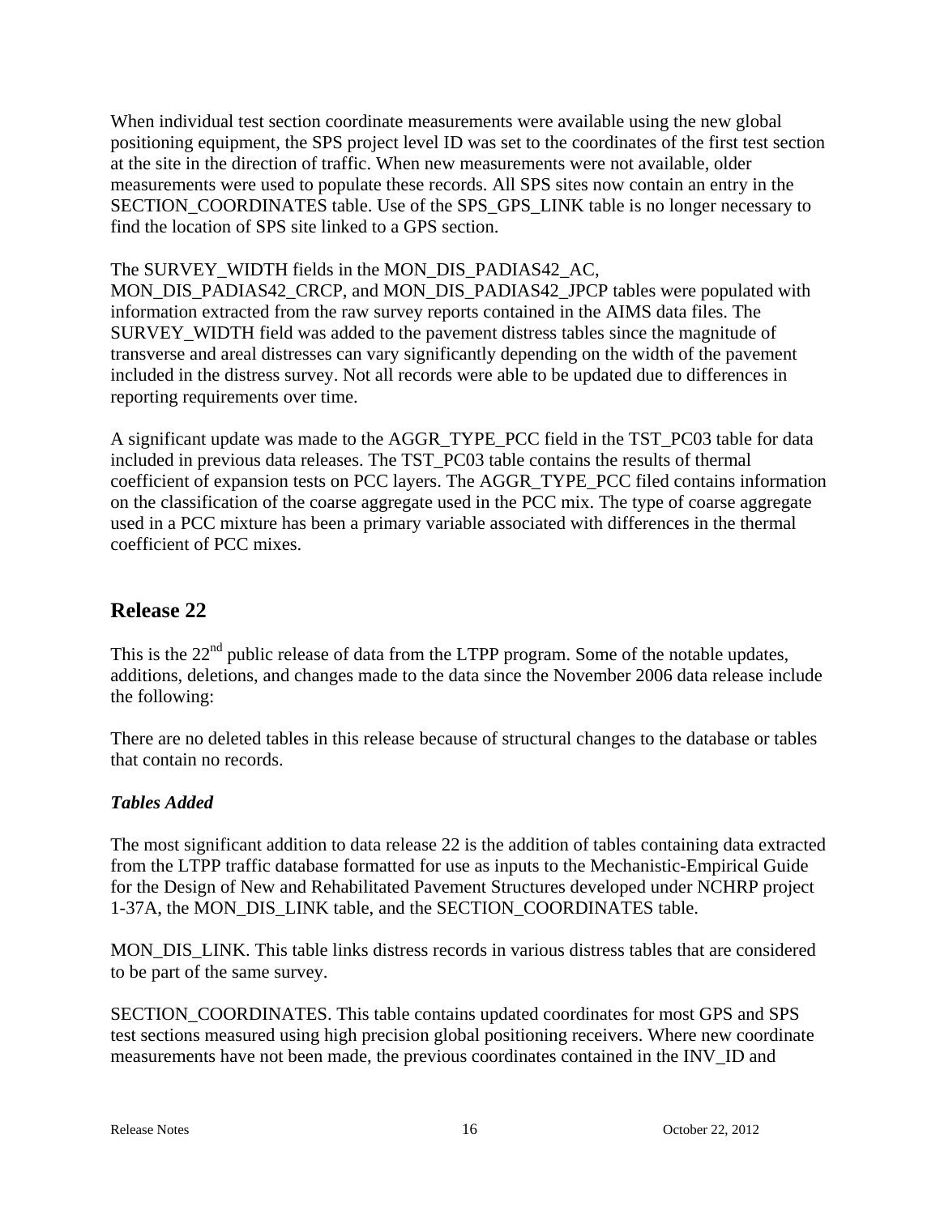When individual test section coordinate measurements were available using the new global positioning equipment, the SPS project level ID was set to the coordinates of the first test section at the site in the direction of traffic. When new measurements were not available, older measurements were used to populate these records. All SPS sites now contain an entry in the SECTION_COORDINATES table. Use of the SPS_GPS_LINK table is no longer necessary to find the location of SPS site linked to a GPS section.

The SURVEY_WIDTH fields in the MON_DIS_PADIAS42_AC, MON_DIS_PADIAS42_CRCP, and MON_DIS_PADIAS42_JPCP tables were populated with information extracted from the raw survey reports contained in the AIMS data files. The SURVEY_WIDTH field was added to the pavement distress tables since the magnitude of transverse and areal distresses can vary significantly depending on the width of the pavement included in the distress survey. Not all records were able to be updated due to differences in reporting requirements over time.

A significant update was made to the AGGR_TYPE_PCC field in the TST_PC03 table for data included in previous data releases. The TST_PC03 table contains the results of thermal coefficient of expansion tests on PCC layers. The AGGR_TYPE_PCC filed contains information on the classification of the coarse aggregate used in the PCC mix. The type of coarse aggregate used in a PCC mixture has been a primary variable associated with differences in the thermal coefficient of PCC mixes.

## Release 22

This is the 22nd public release of data from the LTPP program. Some of the notable updates, additions, deletions, and changes made to the data since the November 2006 data release include the following:

There are no deleted tables in this release because of structural changes to the database or tables that contain no records.

### *Tables Added*

The most significant addition to data release 22 is the addition of tables containing data extracted from the LTPP traffic database formatted for use as inputs to the Mechanistic-Empirical Guide for the Design of New and Rehabilitated Pavement Structures developed under NCHRP project 1-37A, the MON_DIS_LINK table, and the SECTION_COORDINATES table.

MON_DIS_LINK. This table links distress records in various distress tables that are considered to be part of the same survey.

SECTION_COORDINATES. This table contains updated coordinates for most GPS and SPS test sections measured using high precision global positioning receivers. Where new coordinate measurements have not been made, the previous coordinates contained in the INV_ID and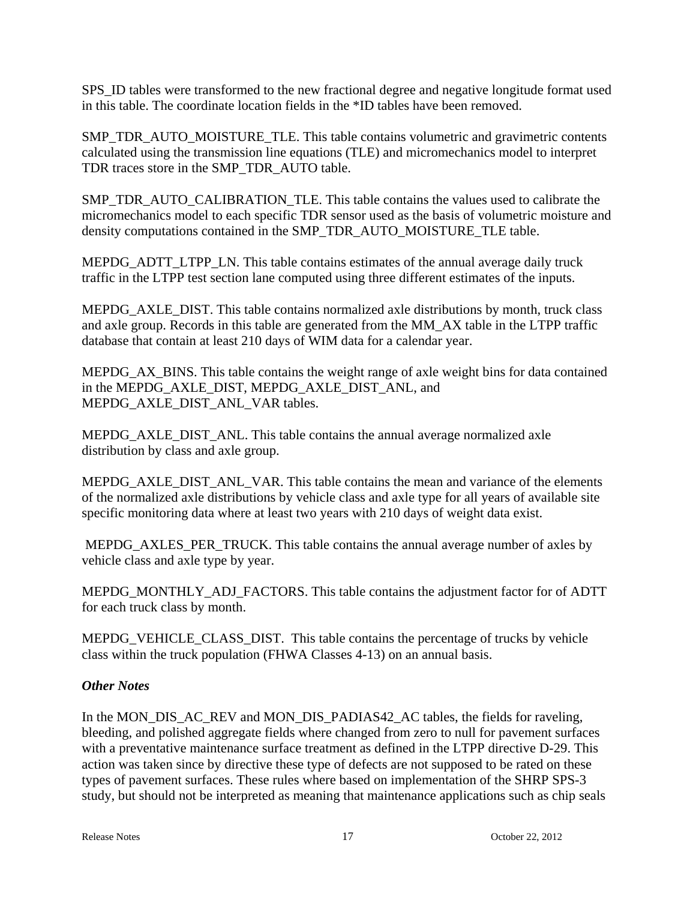SPS_ID tables were transformed to the new fractional degree and negative longitude format used in this table. The coordinate location fields in the *ID tables have been removed.

SMP_TDR_AUTO_MOISTURE_TLE. This table contains volumetric and gravimetric contents calculated using the transmission line equations (TLE) and micromechanics model to interpret TDR traces store in the SMP_TDR_AUTO table.

SMP_TDR_AUTO_CALIBRATION_TLE. This table contains the values used to calibrate the micromechanics model to each specific TDR sensor used as the basis of volumetric moisture and density computations contained in the SMP_TDR_AUTO_MOISTURE_TLE table.

MEPDG_ADTT_LTPP_LN. This table contains estimates of the annual average daily truck traffic in the LTPP test section lane computed using three different estimates of the inputs.

MEPDG_AXLE_DIST. This table contains normalized axle distributions by month, truck class and axle group. Records in this table are generated from the MM_AX table in the LTPP traffic database that contain at least 210 days of WIM data for a calendar year.

MEPDG_AX_BINS. This table contains the weight range of axle weight bins for data contained in the MEPDG_AXLE_DIST, MEPDG_AXLE_DIST_ANL, and MEPDG_AXLE_DIST_ANL_VAR tables.

MEPDG_AXLE_DIST_ANL. This table contains the annual average normalized axle distribution by class and axle group.

MEPDG_AXLE_DIST_ANL_VAR. This table contains the mean and variance of the elements of the normalized axle distributions by vehicle class and axle type for all years of available site specific monitoring data where at least two years with 210 days of weight data exist.

MEPDG_AXLES_PER_TRUCK. This table contains the annual average number of axles by vehicle class and axle type by year.

MEPDG_MONTHLY_ADJ_FACTORS. This table contains the adjustment factor for of ADTT for each truck class by month.

MEPDG_VEHICLE_CLASS_DIST. This table contains the percentage of trucks by vehicle class within the truck population (FHWA Classes 4-13) on an annual basis.

***Other Notes***

In the MON_DIS_AC_REV and MON_DIS_PADIAS42_AC tables, the fields for raveling, bleeding, and polished aggregate fields where changed from zero to null for pavement surfaces with a preventative maintenance surface treatment as defined in the LTPP directive D-29. This action was taken since by directive these type of defects are not supposed to be rated on these types of pavement surfaces. These rules where based on implementation of the SHRP SPS-3 study, but should not be interpreted as meaning that maintenance applications such as chip seals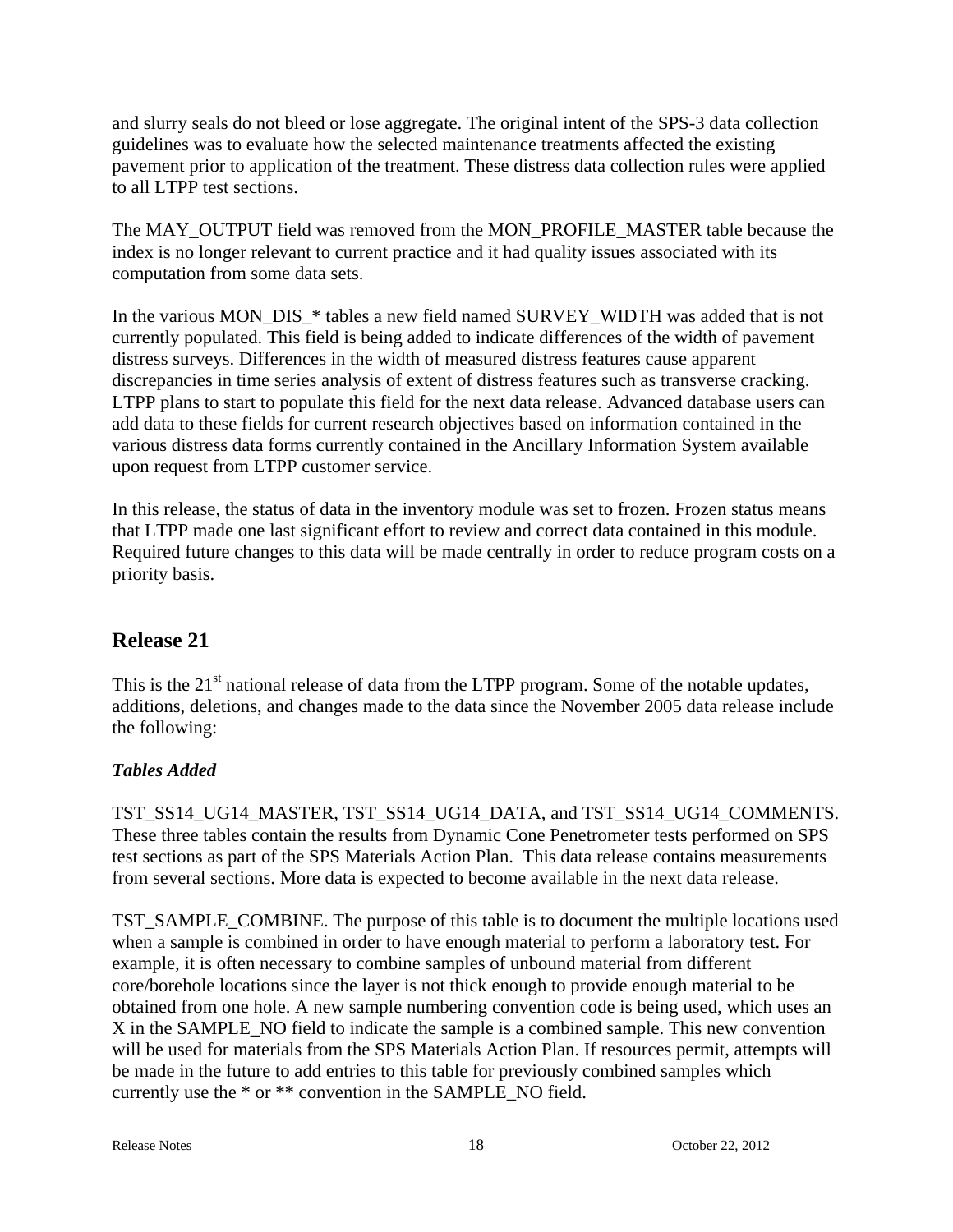and slurry seals do not bleed or lose aggregate. The original intent of the SPS-3 data collection guidelines was to evaluate how the selected maintenance treatments affected the existing pavement prior to application of the treatment. These distress data collection rules were applied to all LTPP test sections.

The MAY_OUTPUT field was removed from the MON_PROFILE_MASTER table because the index is no longer relevant to current practice and it had quality issues associated with its computation from some data sets.

In the various MON_DIS_* tables a new field named SURVEY_WIDTH was added that is not currently populated. This field is being added to indicate differences of the width of pavement distress surveys. Differences in the width of measured distress features cause apparent discrepancies in time series analysis of extent of distress features such as transverse cracking. LTPP plans to start to populate this field for the next data release. Advanced database users can add data to these fields for current research objectives based on information contained in the various distress data forms currently contained in the Ancillary Information System available upon request from LTPP customer service.

In this release, the status of data in the inventory module was set to frozen. Frozen status means that LTPP made one last significant effort to review and correct data contained in this module. Required future changes to this data will be made centrally in order to reduce program costs on a priority basis.

## Release 21

This is the 21st national release of data from the LTPP program. Some of the notable updates, additions, deletions, and changes made to the data since the November 2005 data release include the following:

### *Tables Added*

TST_SS14_UG14_MASTER, TST_SS14_UG14_DATA, and TST_SS14_UG14_COMMENTS. These three tables contain the results from Dynamic Cone Penetrometer tests performed on SPS test sections as part of the SPS Materials Action Plan. This data release contains measurements from several sections. More data is expected to become available in the next data release.

TST_SAMPLE_COMBINE. The purpose of this table is to document the multiple locations used when a sample is combined in order to have enough material to perform a laboratory test. For example, it is often necessary to combine samples of unbound material from different core/borehole locations since the layer is not thick enough to provide enough material to be obtained from one hole. A new sample numbering convention code is being used, which uses an X in the SAMPLE_NO field to indicate the sample is a combined sample. This new convention will be used for materials from the SPS Materials Action Plan. If resources permit, attempts will be made in the future to add entries to this table for previously combined samples which currently use the * or ** convention in the SAMPLE_NO field.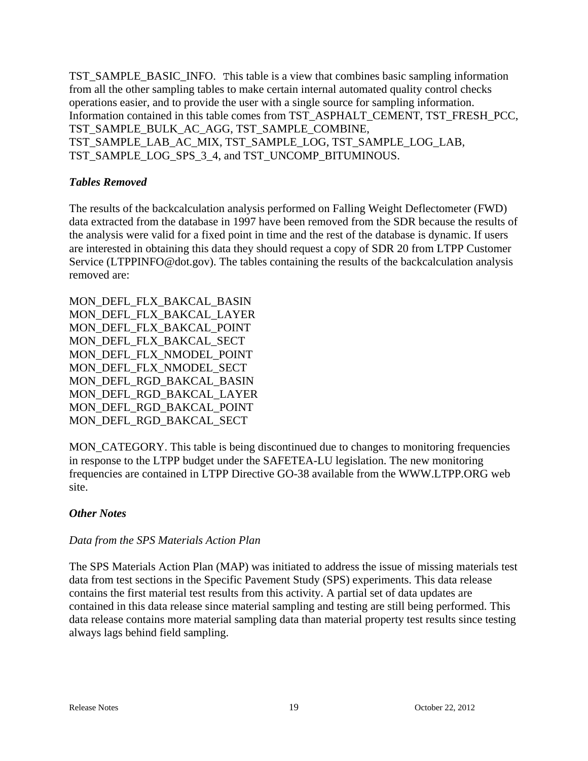TST_SAMPLE_BASIC_INFO. This table is a view that combines basic sampling information from all the other sampling tables to make certain internal automated quality control checks operations easier, and to provide the user with a single source for sampling information. Information contained in this table comes from TST_ASPHALT_CEMENT, TST_FRESH_PCC, TST_SAMPLE_BULK_AC_AGG, TST_SAMPLE_COMBINE, TST_SAMPLE_LAB_AC_MIX, TST_SAMPLE_LOG, TST_SAMPLE_LOG_LAB, TST_SAMPLE_LOG_SPS_3_4, and TST_UNCOMP_BITUMINOUS.

***Tables Removed***

The results of the backcalculation analysis performed on Falling Weight Deflectometer (FWD) data extracted from the database in 1997 have been removed from the SDR because the results of the analysis were valid for a fixed point in time and the rest of the database is dynamic. If users are interested in obtaining this data they should request a copy of SDR 20 from LTPP Customer Service (LTPPINFO@dot.gov). The tables containing the results of the backcalculation analysis removed are:

MON_DEFL_FLX_BAKCAL_BASIN
MON_DEFL_FLX_BAKCAL_LAYER
MON_DEFL_FLX_BAKCAL_POINT
MON_DEFL_FLX_BAKCAL_SECT
MON_DEFL_FLX_NMODEL_POINT
MON_DEFL_FLX_NMODEL_SECT
MON_DEFL_RGD_BAKCAL_BASIN
MON_DEFL_RGD_BAKCAL_LAYER
MON_DEFL_RGD_BAKCAL_POINT
MON_DEFL_RGD_BAKCAL_SECT

MON_CATEGORY. This table is being discontinued due to changes to monitoring frequencies in response to the LTPP budget under the SAFETEA-LU legislation. The new monitoring frequencies are contained in LTPP Directive GO-38 available from the WWW.LTPP.ORG web site.

***Other Notes***

*Data from the SPS Materials Action Plan*

The SPS Materials Action Plan (MAP) was initiated to address the issue of missing materials test data from test sections in the Specific Pavement Study (SPS) experiments. This data release contains the first material test results from this activity. A partial set of data updates are contained in this data release since material sampling and testing are still being performed. This data release contains more material sampling data than material property test results since testing always lags behind field sampling.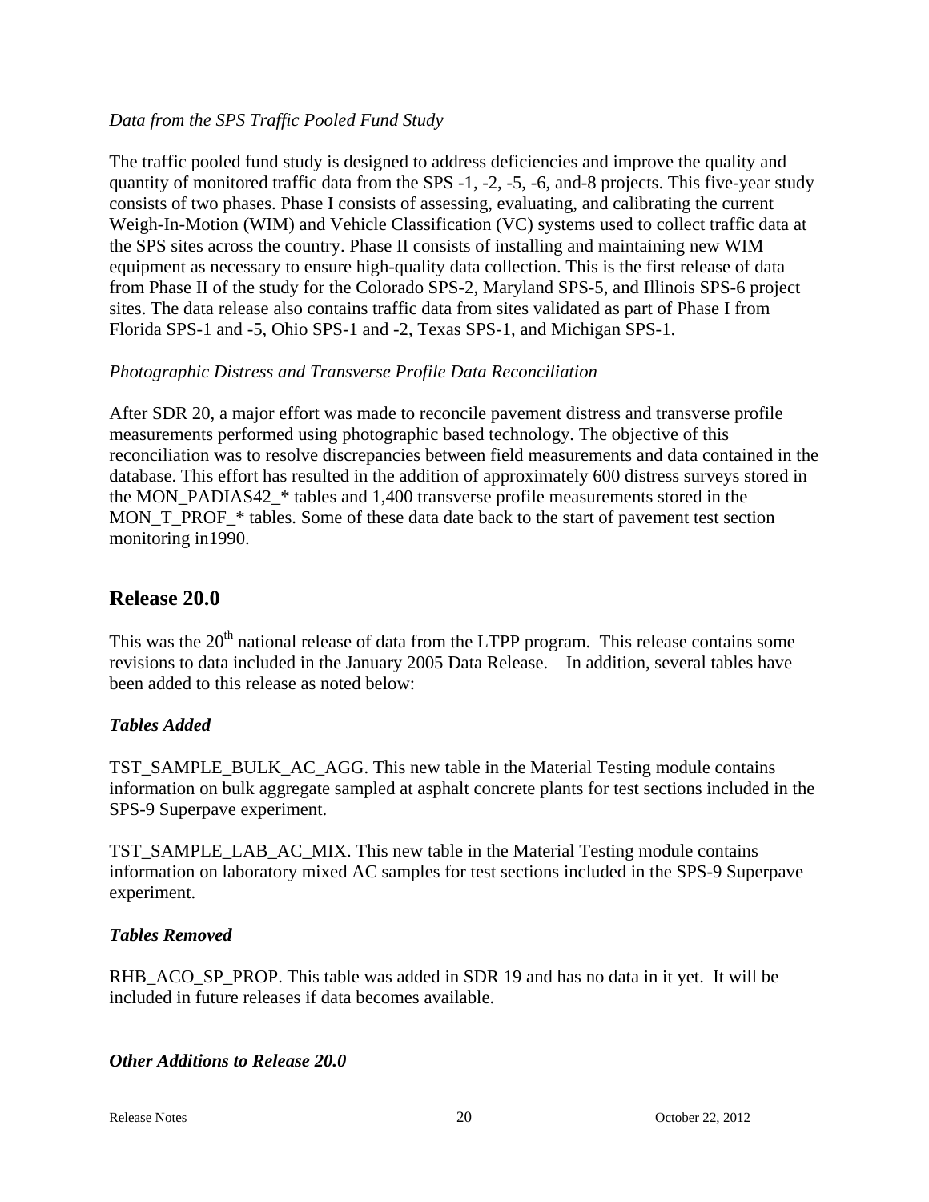*Data from the SPS Traffic Pooled Fund Study*

The traffic pooled fund study is designed to address deficiencies and improve the quality and quantity of monitored traffic data from the SPS -1, -2, -5, -6, and-8 projects. This five-year study consists of two phases. Phase I consists of assessing, evaluating, and calibrating the current Weigh-In-Motion (WIM) and Vehicle Classification (VC) systems used to collect traffic data at the SPS sites across the country. Phase II consists of installing and maintaining new WIM equipment as necessary to ensure high-quality data collection. This is the first release of data from Phase II of the study for the Colorado SPS-2, Maryland SPS-5, and Illinois SPS-6 project sites. The data release also contains traffic data from sites validated as part of Phase I from Florida SPS-1 and -5, Ohio SPS-1 and -2, Texas SPS-1, and Michigan SPS-1.

*Photographic Distress and Transverse Profile Data Reconciliation*

After SDR 20, a major effort was made to reconcile pavement distress and transverse profile measurements performed using photographic based technology. The objective of this reconciliation was to resolve discrepancies between field measurements and data contained in the database. This effort has resulted in the addition of approximately 600 distress surveys stored in the MON_PADIAS42_* tables and 1,400 transverse profile measurements stored in the MON_T_PROF_* tables. Some of these data date back to the start of pavement test section monitoring in1990.

## Release 20.0

This was the 20th national release of data from the LTPP program. This release contains some revisions to data included in the January 2005 Data Release. In addition, several tables have been added to this release as noted below:

***Tables Added***

TST_SAMPLE_BULK_AC_AGG. This new table in the Material Testing module contains information on bulk aggregate sampled at asphalt concrete plants for test sections included in the SPS-9 Superpave experiment.

TST_SAMPLE_LAB_AC_MIX. This new table in the Material Testing module contains information on laboratory mixed AC samples for test sections included in the SPS-9 Superpave experiment.

***Tables Removed***

RHB_ACO_SP_PROP. This table was added in SDR 19 and has no data in it yet. It will be included in future releases if data becomes available.

***Other Additions to Release 20.0***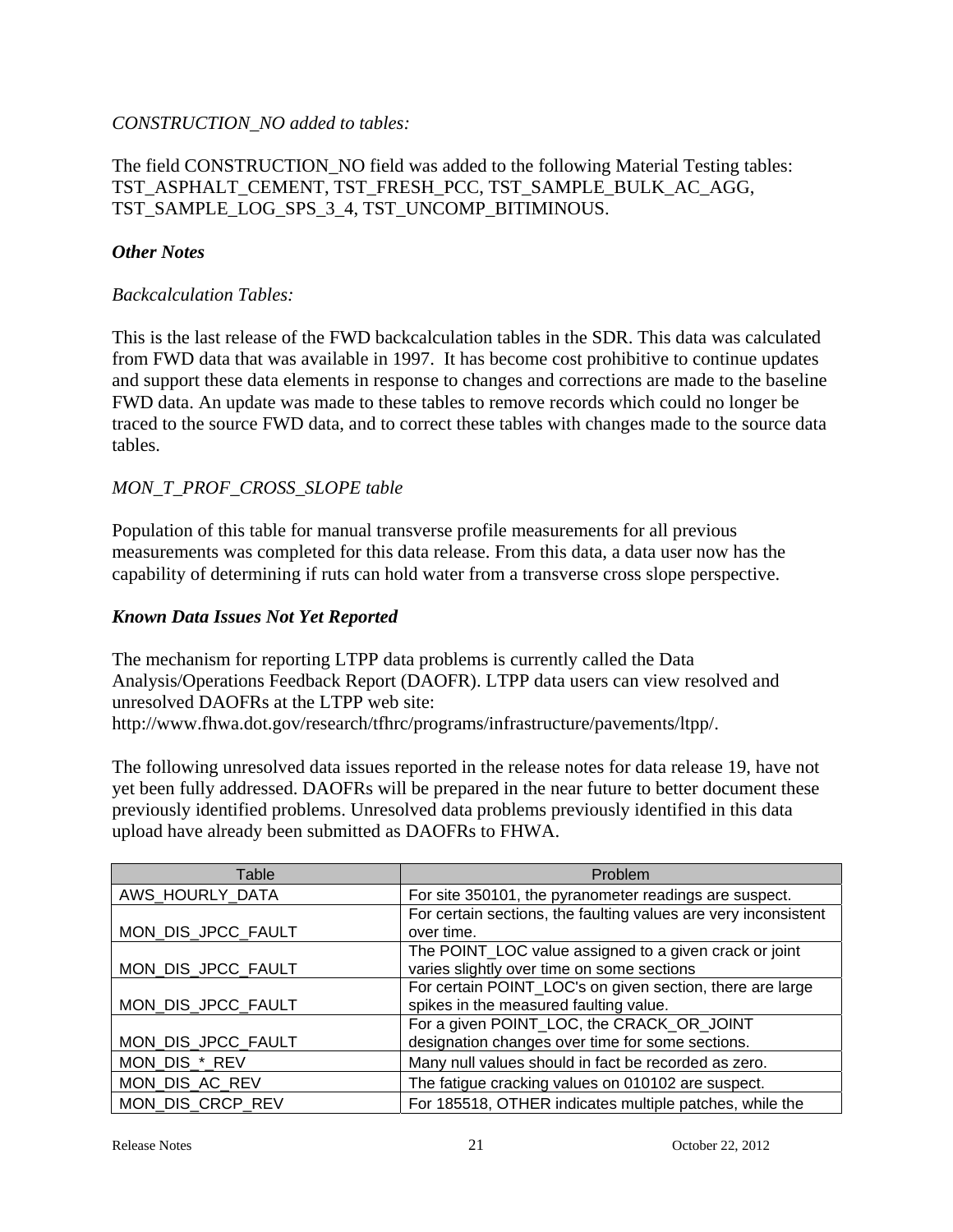*CONSTRUCTION_NO added to tables:*

The field CONSTRUCTION_NO field was added to the following Material Testing tables: TST_ASPHALT_CEMENT, TST_FRESH_PCC, TST_SAMPLE_BULK_AC_AGG, TST_SAMPLE_LOG_SPS_3_4, TST_UNCOMP_BITIMINOUS.

### *Other Notes*

*Backcalculation Tables:*

This is the last release of the FWD backcalculation tables in the SDR. This data was calculated from FWD data that was available in 1997. It has become cost prohibitive to continue updates and support these data elements in response to changes and corrections are made to the baseline FWD data. An update was made to these tables to remove records which could no longer be traced to the source FWD data, and to correct these tables with changes made to the source data tables.

*MON_T_PROF_CROSS_SLOPE table*

Population of this table for manual transverse profile measurements for all previous measurements was completed for this data release. From this data, a data user now has the capability of determining if ruts can hold water from a transverse cross slope perspective.

### *Known Data Issues Not Yet Reported*

The mechanism for reporting LTPP data problems is currently called the Data Analysis/Operations Feedback Report (DAOFR). LTPP data users can view resolved and unresolved DAOFRs at the LTPP web site: http://www.fhwa.dot.gov/research/tfhrc/programs/infrastructure/pavements/ltpp/.

The following unresolved data issues reported in the release notes for data release 19, have not yet been fully addressed. DAOFRs will be prepared in the near future to better document these previously identified problems. Unresolved data problems previously identified in this data upload have already been submitted as DAOFRs to FHWA.

| Table | Problem |
|---|---|
| AWS_HOURLY_DATA | For site 350101, the pyranometer readings are suspect. |
| MON_DIS_JPCC_FAULT | For certain sections, the faulting values are very inconsistent over time. |
| MON_DIS_JPCC_FAULT | The POINT_LOC value assigned to a given crack or joint varies slightly over time on some sections |
| MON_DIS_JPCC_FAULT | For certain POINT_LOC's on given section, there are large spikes in the measured faulting value. |
| MON_DIS_JPCC_FAULT | For a given POINT_LOC, the CRACK_OR_JOINT designation changes over time for some sections. |
| MON_DIS_*_REV | Many null values should in fact be recorded as zero. |
| MON_DIS_AC_REV | The fatigue cracking values on 010102 are suspect. |
| MON_DIS_CRCP_REV | For 185518, OTHER indicates multiple patches, while the |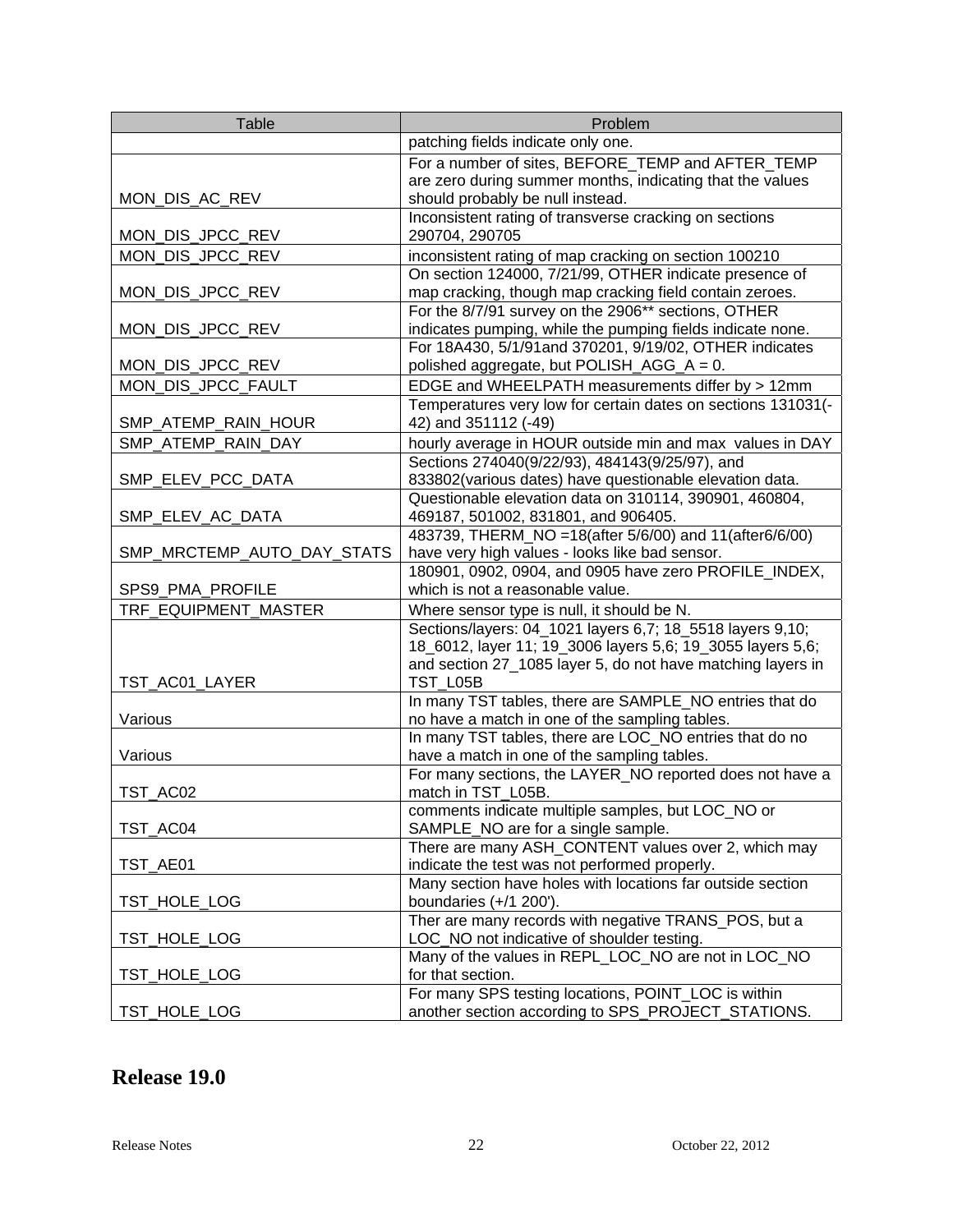| Table | Problem |
|---|---|
| | patching fields indicate only one. |
| MON_DIS_AC_REV | For a number of sites, BEFORE_TEMP and AFTER_TEMP are zero during summer months, indicating that the values should probably be null instead. |
| MON_DIS_JPCC_REV | Inconsistent rating of transverse cracking on sections 290704, 290705 |
| MON_DIS_JPCC_REV | inconsistent rating of map cracking on section 100210 |
| MON_DIS_JPCC_REV | On section 124000, 7/21/99, OTHER indicate presence of map cracking, though map cracking field contain zeroes. |
| MON_DIS_JPCC_REV | For the 8/7/91 survey on the 2906** sections, OTHER indicates pumping, while the pumping fields indicate none. |
| MON_DIS_JPCC_REV | For 18A430, 5/1/91and 370201, 9/19/02, OTHER indicates polished aggregate, but POLISH_AGG_A = 0. |
| MON_DIS_JPCC_FAULT | EDGE and WHEELPATH measurements differ by > 12mm |
| SMP_ATEMP_RAIN_HOUR | Temperatures very low for certain dates on sections 131031(-42) and 351112 (-49) |
| SMP_ATEMP_RAIN_DAY | hourly average in HOUR outside min and max values in DAY |
| SMP_ELEV_PCC_DATA | Sections 274040(9/22/93), 484143(9/25/97), and 833802(various dates) have questionable elevation data. |
| SMP_ELEV_AC_DATA | Questionable elevation data on 310114, 390901, 460804, 469187, 501002, 831801, and 906405. |
| SMP_MRCTEMP_AUTO_DAY_STATS | 483739, THERM_NO =18(after 5/6/00) and 11(after6/6/00) have very high values - looks like bad sensor. |
| SPS9_PMA_PROFILE | 180901, 0902, 0904, and 0905 have zero PROFILE_INDEX, which is not a reasonable value. |
| TRF_EQUIPMENT_MASTER | Where sensor type is null, it should be N. |
| TST_AC01_LAYER | Sections/layers: 04_1021 layers 6,7; 18_5518 layers 9,10; 18_6012, layer 11; 19_3006 layers 5,6; 19_3055 layers 5,6; and section 27_1085 layer 5, do not have matching layers in TST_L05B |
| Various | In many TST tables, there are SAMPLE_NO entries that do no have a match in one of the sampling tables. |
| Various | In many TST tables, there are LOC_NO entries that do no have a match in one of the sampling tables. |
| TST_AC02 | For many sections, the LAYER_NO reported does not have a match in TST_L05B. |
| TST_AC04 | comments indicate multiple samples, but LOC_NO or SAMPLE_NO are for a single sample. |
| TST_AE01 | There are many ASH_CONTENT values over 2, which may indicate the test was not performed properly. |
| TST_HOLE_LOG | Many section have holes with locations far outside section boundaries (+/1 200'). |
| TST_HOLE_LOG | Ther are many records with negative TRANS_POS, but a LOC_NO not indicative of shoulder testing. |
| TST_HOLE_LOG | Many of the values in REPL_LOC_NO are not in LOC_NO for that section. |
| TST_HOLE_LOG | For many SPS testing locations, POINT_LOC is within another section according to SPS_PROJECT_STATIONS. |

# Release 19.0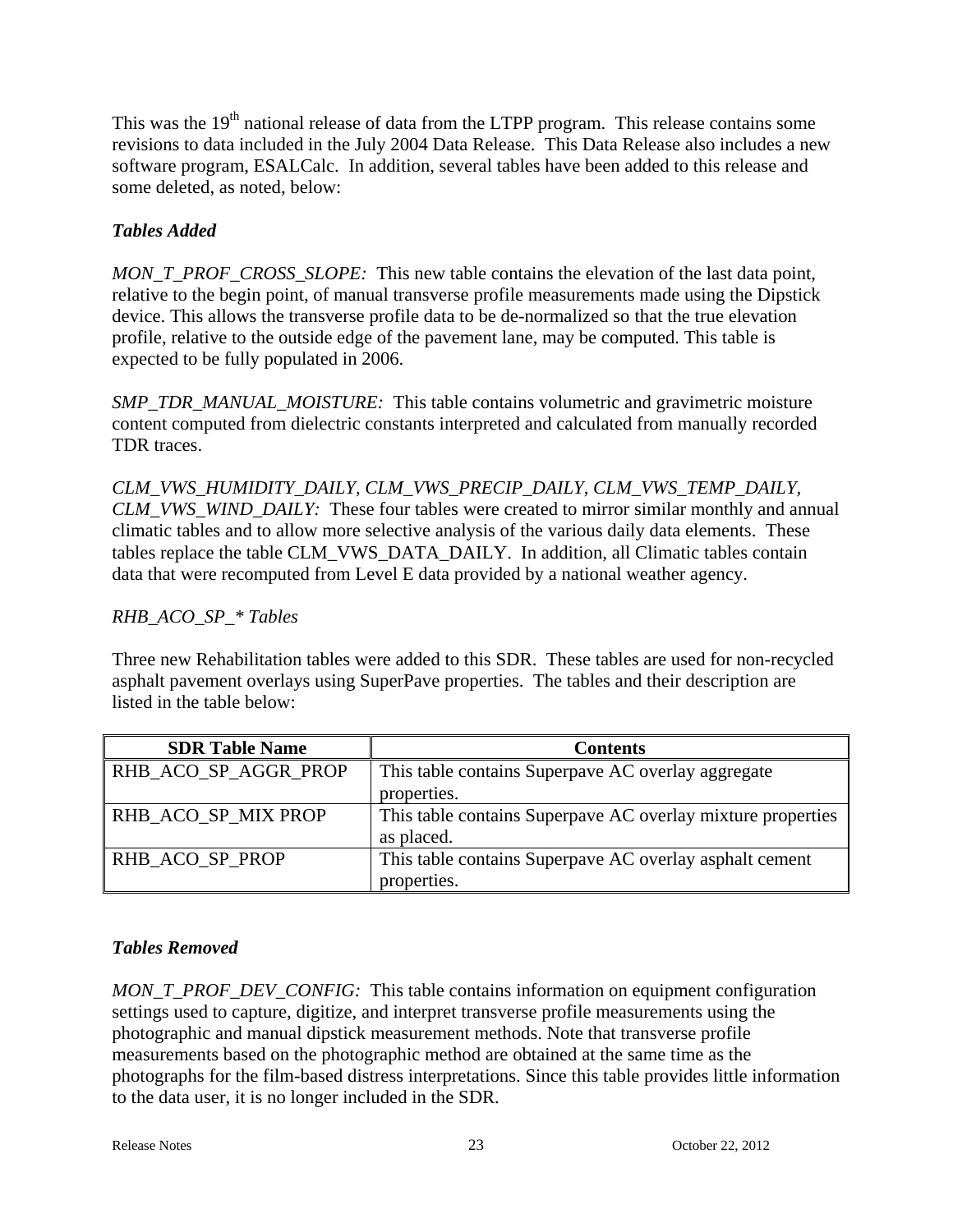This was the 19th national release of data from the LTPP program.  This release contains some revisions to data included in the July 2004 Data Release.  This Data Release also includes a new software program, ESALCalc.  In addition, several tables have been added to this release and some deleted, as noted, below:

***Tables Added***

*MON_T_PROF_CROSS_SLOPE:*  This new table contains the elevation of the last data point, relative to the begin point, of manual transverse profile measurements made using the Dipstick device. This allows the transverse profile data to be de-normalized so that the true elevation profile, relative to the outside edge of the pavement lane, may be computed. This table is expected to be fully populated in 2006.

*SMP_TDR_MANUAL_MOISTURE:*  This table contains volumetric and gravimetric moisture content computed from dielectric constants interpreted and calculated from manually recorded TDR traces.

*CLM_VWS_HUMIDITY_DAILY, CLM_VWS_PRECIP_DAILY, CLM_VWS_TEMP_DAILY, CLM_VWS_WIND_DAILY:*  These four tables were created to mirror similar monthly and annual climatic tables and to allow more selective analysis of the various daily data elements.  These tables replace the table CLM_VWS_DATA_DAILY.  In addition, all Climatic tables contain data that were recomputed from Level E data provided by a national weather agency.

*RHB_ACO_SP_* Tables*

Three new Rehabilitation tables were added to this SDR.  These tables are used for non-recycled asphalt pavement overlays using SuperPave properties.  The tables and their description are listed in the table below:

| SDR Table Name | Contents |
|---|---|
| RHB_ACO_SP_AGGR_PROP | This table contains Superpave AC overlay aggregate properties. |
| RHB_ACO_SP_MIX PROP | This table contains Superpave AC overlay mixture properties as placed. |
| RHB_ACO_SP_PROP | This table contains Superpave AC overlay asphalt cement properties. |

***Tables Removed***

*MON_T_PROF_DEV_CONFIG:*  This table contains information on equipment configuration settings used to capture, digitize, and interpret transverse profile measurements using the photographic and manual dipstick measurement methods. Note that transverse profile measurements based on the photographic method are obtained at the same time as the photographs for the film-based distress interpretations. Since this table provides little information to the data user, it is no longer included in the SDR.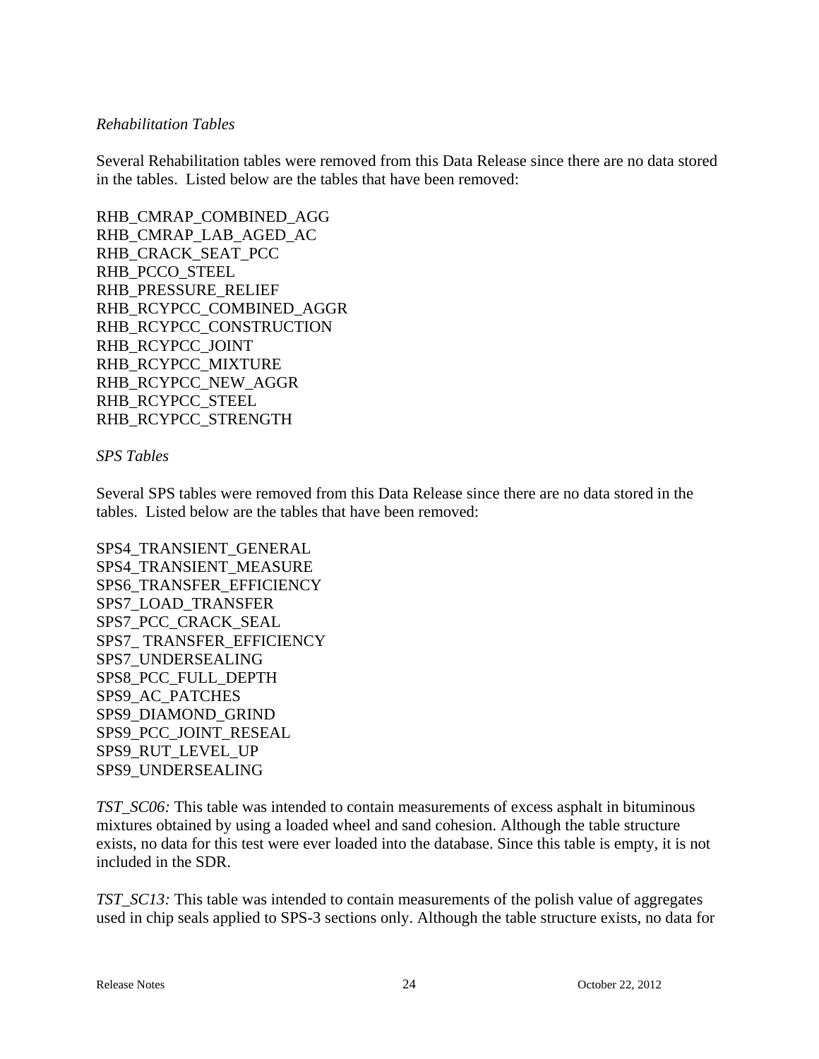*Rehabilitation Tables*

Several Rehabilitation tables were removed from this Data Release since there are no data stored in the tables. Listed below are the tables that have been removed:

RHB_CMRAP_COMBINED_AGG
RHB_CMRAP_LAB_AGED_AC
RHB_CRACK_SEAT_PCC
RHB_PCCO_STEEL
RHB_PRESSURE_RELIEF
RHB_RCYPCC_COMBINED_AGGR
RHB_RCYPCC_CONSTRUCTION
RHB_RCYPCC_JOINT
RHB_RCYPCC_MIXTURE
RHB_RCYPCC_NEW_AGGR
RHB_RCYPCC_STEEL
RHB_RCYPCC_STRENGTH

*SPS Tables*

Several SPS tables were removed from this Data Release since there are no data stored in the tables. Listed below are the tables that have been removed:

SPS4_TRANSIENT_GENERAL
SPS4_TRANSIENT_MEASURE
SPS6_TRANSFER_EFFICIENCY
SPS7_LOAD_TRANSFER
SPS7_PCC_CRACK_SEAL
SPS7_ TRANSFER_EFFICIENCY
SPS7_UNDERSEALING
SPS8_PCC_FULL_DEPTH
SPS9_AC_PATCHES
SPS9_DIAMOND_GRIND
SPS9_PCC_JOINT_RESEAL
SPS9_RUT_LEVEL_UP
SPS9_UNDERSEALING

*TST_SC06:* This table was intended to contain measurements of excess asphalt in bituminous mixtures obtained by using a loaded wheel and sand cohesion. Although the table structure exists, no data for this test were ever loaded into the database. Since this table is empty, it is not included in the SDR.

*TST_SC13:* This table was intended to contain measurements of the polish value of aggregates used in chip seals applied to SPS-3 sections only. Although the table structure exists, no data for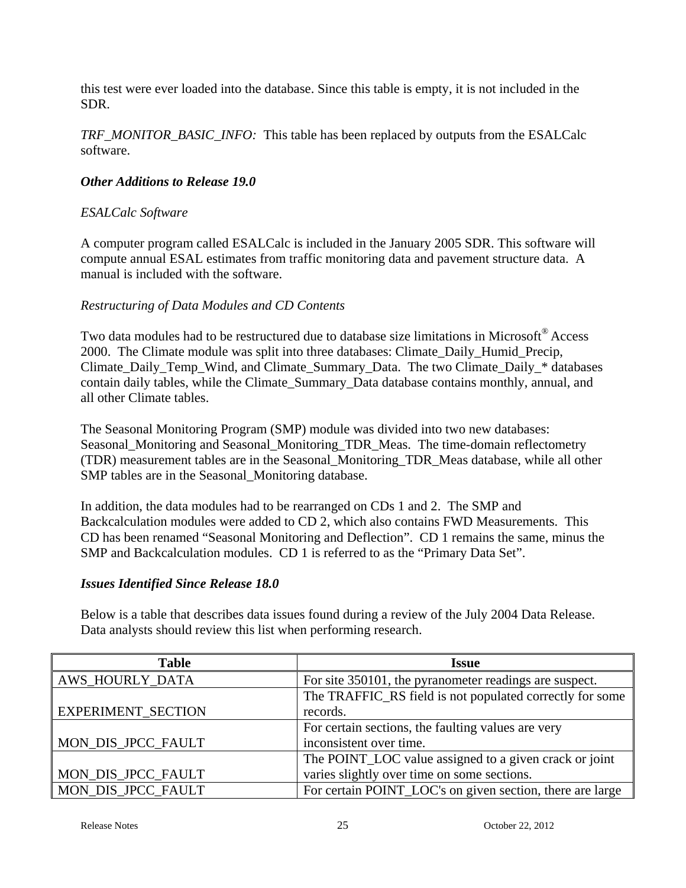this test were ever loaded into the database. Since this table is empty, it is not included in the SDR.

*TRF_MONITOR_BASIC_INFO:* This table has been replaced by outputs from the ESALCalc software.

***Other Additions to Release 19.0***

*ESALCalc Software*

A computer program called ESALCalc is included in the January 2005 SDR. This software will compute annual ESAL estimates from traffic monitoring data and pavement structure data. A manual is included with the software.

*Restructuring of Data Modules and CD Contents*

Two data modules had to be restructured due to database size limitations in Microsoft® Access 2000. The Climate module was split into three databases: Climate_Daily_Humid_Precip, Climate_Daily_Temp_Wind, and Climate_Summary_Data. The two Climate_Daily_* databases contain daily tables, while the Climate_Summary_Data database contains monthly, annual, and all other Climate tables.

The Seasonal Monitoring Program (SMP) module was divided into two new databases: Seasonal_Monitoring and Seasonal_Monitoring_TDR_Meas. The time-domain reflectometry (TDR) measurement tables are in the Seasonal_Monitoring_TDR_Meas database, while all other SMP tables are in the Seasonal_Monitoring database.

In addition, the data modules had to be rearranged on CDs 1 and 2. The SMP and Backcalculation modules were added to CD 2, which also contains FWD Measurements. This CD has been renamed "Seasonal Monitoring and Deflection". CD 1 remains the same, minus the SMP and Backcalculation modules. CD 1 is referred to as the "Primary Data Set".

***Issues Identified Since Release 18.0***

Below is a table that describes data issues found during a review of the July 2004 Data Release. Data analysts should review this list when performing research.

| Table | Issue |
|---|---|
| AWS_HOURLY_DATA | For site 350101, the pyranometer readings are suspect. |
| EXPERIMENT_SECTION | The TRAFFIC_RS field is not populated correctly for some records. |
| MON_DIS_JPCC_FAULT | For certain sections, the faulting values are very inconsistent over time. |
| MON_DIS_JPCC_FAULT | The POINT_LOC value assigned to a given crack or joint varies slightly over time on some sections. |
| MON_DIS_JPCC_FAULT | For certain POINT_LOC's on given section, there are large |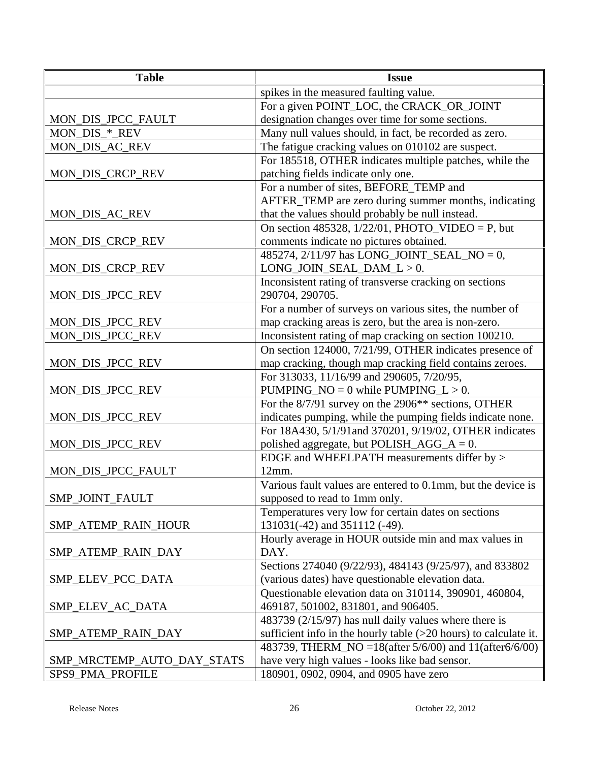| Table | Issue |
| --- | --- |
| | spikes in the measured faulting value. |
| MON_DIS_JPCC_FAULT | For a given POINT_LOC, the CRACK_OR_JOINT designation changes over time for some sections. |
| MON_DIS_*_REV | Many null values should, in fact, be recorded as zero. |
| MON_DIS_AC_REV | The fatigue cracking values on 010102 are suspect. |
| MON_DIS_CRCP_REV | For 185518, OTHER indicates multiple patches, while the patching fields indicate only one. |
| MON_DIS_AC_REV | For a number of sites, BEFORE_TEMP and AFTER_TEMP are zero during summer months, indicating that the values should probably be null instead. |
| MON_DIS_CRCP_REV | On section 485328, 1/22/01, PHOTO_VIDEO = P, but comments indicate no pictures obtained. |
| MON_DIS_CRCP_REV | 485274, 2/11/97 has LONG_JOINT_SEAL_NO = 0, LONG_JOIN_SEAL_DAM_L > 0. |
| MON_DIS_JPCC_REV | Inconsistent rating of transverse cracking on sections 290704, 290705. |
| MON_DIS_JPCC_REV | For a number of surveys on various sites, the number of map cracking areas is zero, but the area is non-zero. |
| MON_DIS_JPCC_REV | Inconsistent rating of map cracking on section 100210. |
| MON_DIS_JPCC_REV | On section 124000, 7/21/99, OTHER indicates presence of map cracking, though map cracking field contains zeroes. |
| MON_DIS_JPCC_REV | For 313033, 11/16/99 and 290605, 7/20/95, PUMPING_NO = 0 while PUMPING_L > 0. |
| MON_DIS_JPCC_REV | For the 8/7/91 survey on the 2906** sections, OTHER indicates pumping, while the pumping fields indicate none. |
| MON_DIS_JPCC_REV | For 18A430, 5/1/91and 370201, 9/19/02, OTHER indicates polished aggregate, but POLISH_AGG_A = 0. |
| MON_DIS_JPCC_FAULT | EDGE and WHEELPATH measurements differ by > 12mm. |
| SMP_JOINT_FAULT | Various fault values are entered to 0.1mm, but the device is supposed to read to 1mm only. |
| SMP_ATEMP_RAIN_HOUR | Temperatures very low for certain dates on sections 131031(-42) and 351112 (-49). |
| SMP_ATEMP_RAIN_DAY | Hourly average in HOUR outside min and max values in DAY. |
| SMP_ELEV_PCC_DATA | Sections 274040 (9/22/93), 484143 (9/25/97), and 833802 (various dates) have questionable elevation data. |
| SMP_ELEV_AC_DATA | Questionable elevation data on 310114, 390901, 460804, 469187, 501002, 831801, and 906405. |
| SMP_ATEMP_RAIN_DAY | 483739 (2/15/97) has null daily values where there is sufficient info in the hourly table (>20 hours) to calculate it. |
| SMP_MRCTEMP_AUTO_DAY_STATS | 483739, THERM_NO =18(after 5/6/00) and 11(after6/6/00) have very high values - looks like bad sensor. |
| SPS9_PMA_PROFILE | 180901, 0902, 0904, and 0905 have zero |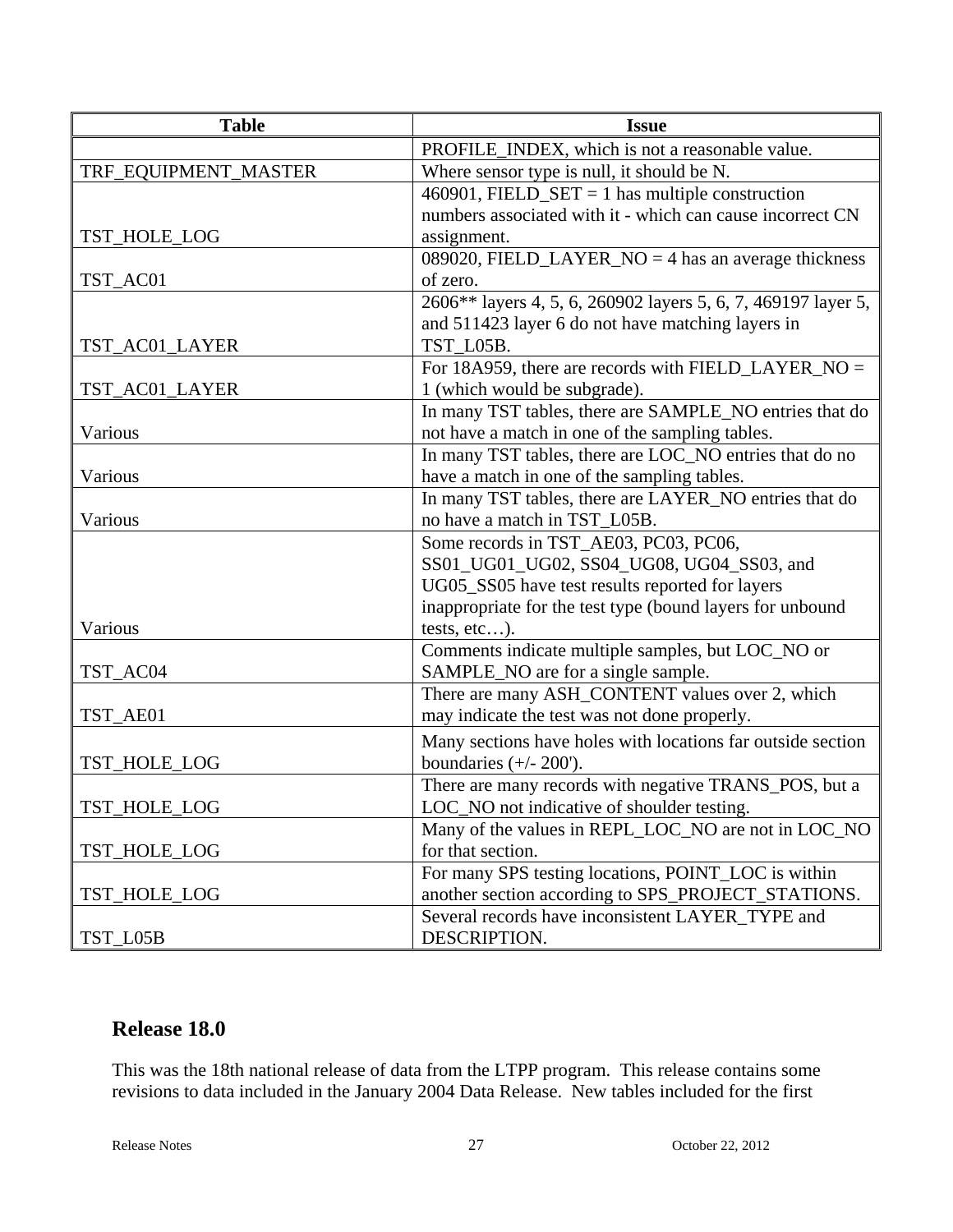| Table | Issue |
|---|---|
| | PROFILE_INDEX, which is not a reasonable value. |
| TRF_EQUIPMENT_MASTER | Where sensor type is null, it should be N. |
| TST_HOLE_LOG | 460901, FIELD_SET = 1 has multiple construction numbers associated with it - which can cause incorrect CN assignment. |
| TST_AC01 | 089020, FIELD_LAYER_NO = 4 has an average thickness of zero. |
| TST_AC01_LAYER | 2606** layers 4, 5, 6, 260902 layers 5, 6, 7, 469197 layer 5, and 511423 layer 6 do not have matching layers in TST_L05B. |
| TST_AC01_LAYER | For 18A959, there are records with FIELD_LAYER_NO = 1 (which would be subgrade). |
| Various | In many TST tables, there are SAMPLE_NO entries that do not have a match in one of the sampling tables. |
| Various | In many TST tables, there are LOC_NO entries that do no have a match in one of the sampling tables. |
| Various | In many TST tables, there are LAYER_NO entries that do no have a match in TST_L05B. |
| Various | Some records in TST_AE03, PC03, PC06, SS01_UG01_UG02, SS04_UG08, UG04_SS03, and UG05_SS05 have test results reported for layers inappropriate for the test type (bound layers for unbound tests, etc…). |
| TST_AC04 | Comments indicate multiple samples, but LOC_NO or SAMPLE_NO are for a single sample. |
| TST_AE01 | There are many ASH_CONTENT values over 2, which may indicate the test was not done properly. |
| TST_HOLE_LOG | Many sections have holes with locations far outside section boundaries (+/- 200'). |
| TST_HOLE_LOG | There are many records with negative TRANS_POS, but a LOC_NO not indicative of shoulder testing. |
| TST_HOLE_LOG | Many of the values in REPL_LOC_NO are not in LOC_NO for that section. |
| TST_HOLE_LOG | For many SPS testing locations, POINT_LOC is within another section according to SPS_PROJECT_STATIONS. |
| TST_L05B | Several records have inconsistent LAYER_TYPE and DESCRIPTION. |

## Release 18.0

This was the 18th national release of data from the LTPP program. This release contains some revisions to data included in the January 2004 Data Release. New tables included for the first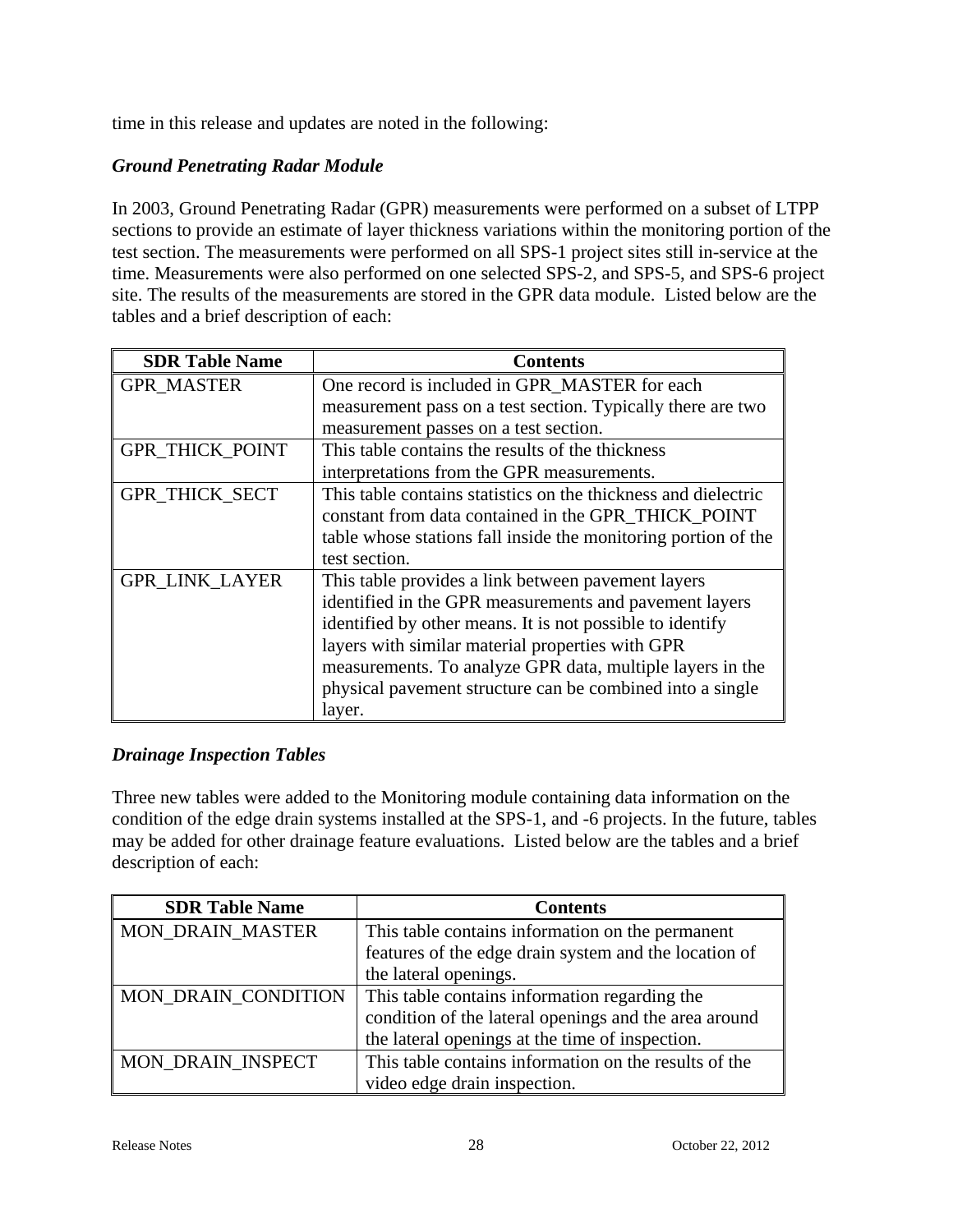time in this release and updates are noted in the following:

### *Ground Penetrating Radar Module*

In 2003, Ground Penetrating Radar (GPR) measurements were performed on a subset of LTPP sections to provide an estimate of layer thickness variations within the monitoring portion of the test section. The measurements were performed on all SPS-1 project sites still in-service at the time. Measurements were also performed on one selected SPS-2, and SPS-5, and SPS-6 project site. The results of the measurements are stored in the GPR data module. Listed below are the tables and a brief description of each:

| SDR Table Name | Contents |
|---|---|
| GPR_MASTER | One record is included in GPR_MASTER for each measurement pass on a test section. Typically there are two measurement passes on a test section. |
| GPR_THICK_POINT | This table contains the results of the thickness interpretations from the GPR measurements. |
| GPR_THICK_SECT | This table contains statistics on the thickness and dielectric constant from data contained in the GPR_THICK_POINT table whose stations fall inside the monitoring portion of the test section. |
| GPR_LINK_LAYER | This table provides a link between pavement layers identified in the GPR measurements and pavement layers identified by other means. It is not possible to identify layers with similar material properties with GPR measurements. To analyze GPR data, multiple layers in the physical pavement structure can be combined into a single layer. |

### *Drainage Inspection Tables*

Three new tables were added to the Monitoring module containing data information on the condition of the edge drain systems installed at the SPS-1, and -6 projects. In the future, tables may be added for other drainage feature evaluations. Listed below are the tables and a brief description of each:

| SDR Table Name | Contents |
|---|---|
| MON_DRAIN_MASTER | This table contains information on the permanent features of the edge drain system and the location of the lateral openings. |
| MON_DRAIN_CONDITION | This table contains information regarding the condition of the lateral openings and the area around the lateral openings at the time of inspection. |
| MON_DRAIN_INSPECT | This table contains information on the results of the video edge drain inspection. |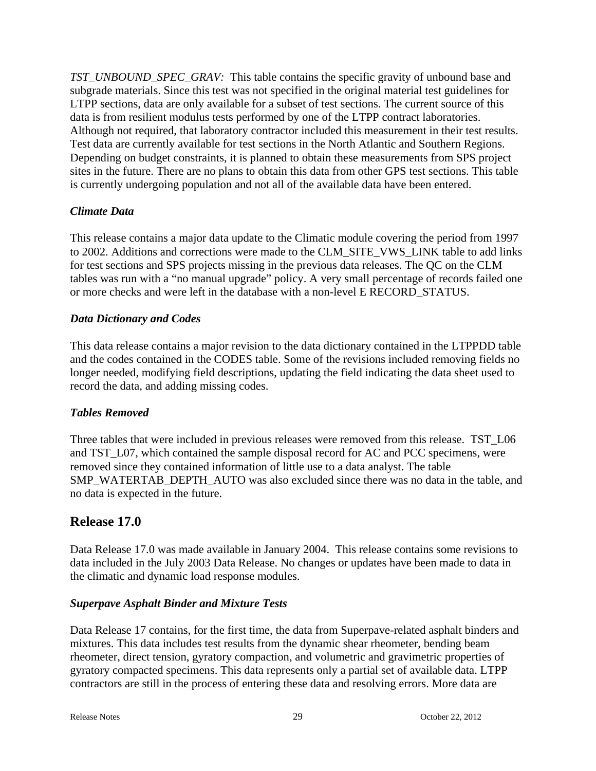*TST_UNBOUND_SPEC_GRAV:* This table contains the specific gravity of unbound base and subgrade materials. Since this test was not specified in the original material test guidelines for LTPP sections, data are only available for a subset of test sections. The current source of this data is from resilient modulus tests performed by one of the LTPP contract laboratories. Although not required, that laboratory contractor included this measurement in their test results. Test data are currently available for test sections in the North Atlantic and Southern Regions. Depending on budget constraints, it is planned to obtain these measurements from SPS project sites in the future. There are no plans to obtain this data from other GPS test sections. This table is currently undergoing population and not all of the available data have been entered.

### *Climate Data*

This release contains a major data update to the Climatic module covering the period from 1997 to 2002. Additions and corrections were made to the CLM_SITE_VWS_LINK table to add links for test sections and SPS projects missing in the previous data releases. The QC on the CLM tables was run with a "no manual upgrade" policy. A very small percentage of records failed one or more checks and were left in the database with a non-level E RECORD_STATUS.

### *Data Dictionary and Codes*

This data release contains a major revision to the data dictionary contained in the LTPPDD table and the codes contained in the CODES table. Some of the revisions included removing fields no longer needed, modifying field descriptions, updating the field indicating the data sheet used to record the data, and adding missing codes.

### *Tables Removed*

Three tables that were included in previous releases were removed from this release. TST_L06 and TST_L07, which contained the sample disposal record for AC and PCC specimens, were removed since they contained information of little use to a data analyst. The table SMP_WATERTAB_DEPTH_AUTO was also excluded since there was no data in the table, and no data is expected in the future.

## Release 17.0

Data Release 17.0 was made available in January 2004. This release contains some revisions to data included in the July 2003 Data Release. No changes or updates have been made to data in the climatic and dynamic load response modules.

### *Superpave Asphalt Binder and Mixture Tests*

Data Release 17 contains, for the first time, the data from Superpave-related asphalt binders and mixtures. This data includes test results from the dynamic shear rheometer, bending beam rheometer, direct tension, gyratory compaction, and volumetric and gravimetric properties of gyratory compacted specimens. This data represents only a partial set of available data. LTPP contractors are still in the process of entering these data and resolving errors. More data are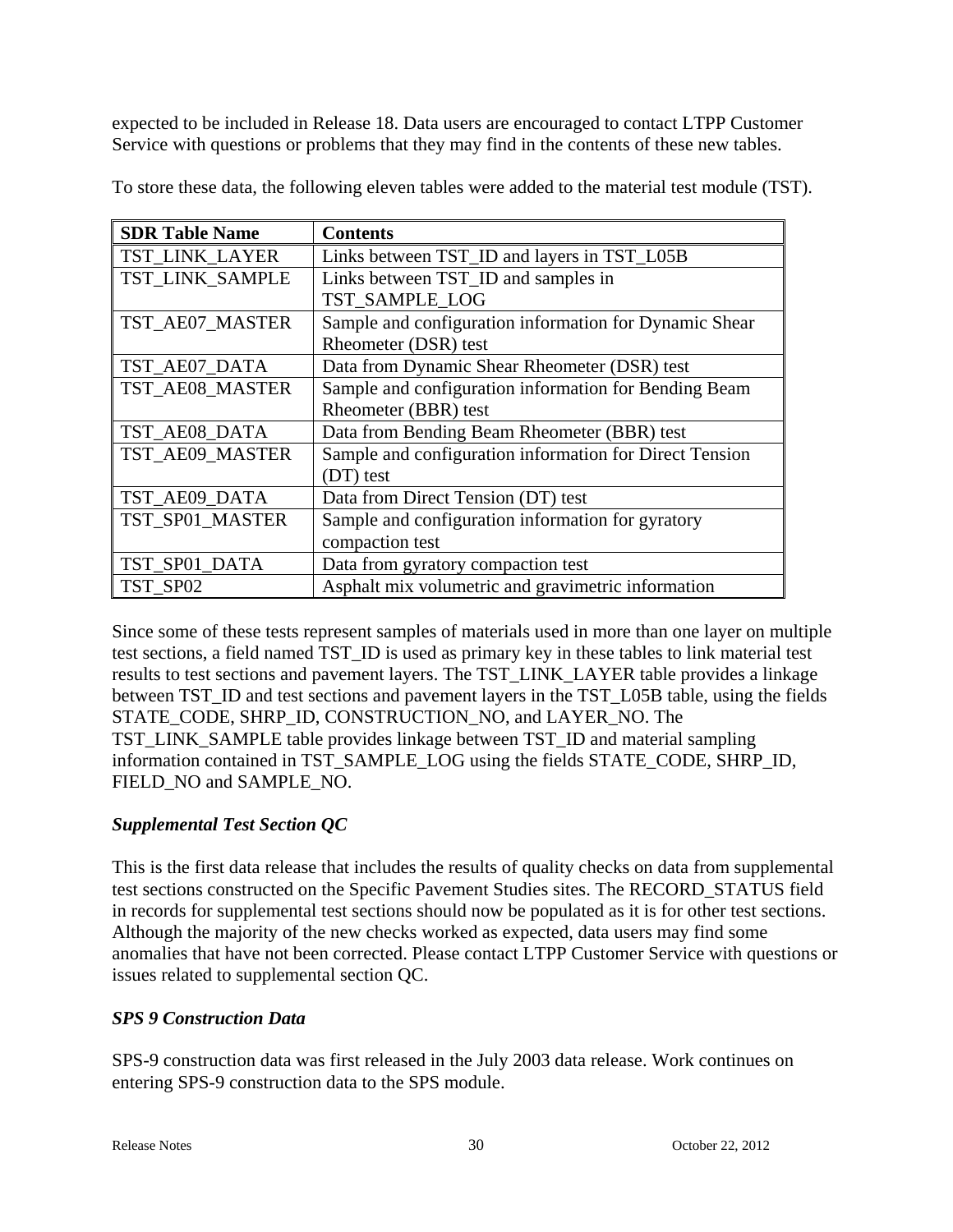expected to be included in Release 18. Data users are encouraged to contact LTPP Customer Service with questions or problems that they may find in the contents of these new tables.

To store these data, the following eleven tables were added to the material test module (TST).

| SDR Table Name | Contents |
|---|---|
| TST_LINK_LAYER | Links between TST_ID and layers in TST_L05B |
| TST_LINK_SAMPLE | Links between TST_ID and samples in TST_SAMPLE_LOG |
| TST_AE07_MASTER | Sample and configuration information for Dynamic Shear Rheometer (DSR) test |
| TST_AE07_DATA | Data from Dynamic Shear Rheometer (DSR) test |
| TST_AE08_MASTER | Sample and configuration information for Bending Beam Rheometer (BBR) test |
| TST_AE08_DATA | Data from Bending Beam Rheometer (BBR) test |
| TST_AE09_MASTER | Sample and configuration information for Direct Tension (DT) test |
| TST_AE09_DATA | Data from Direct Tension (DT) test |
| TST_SP01_MASTER | Sample and configuration information for gyratory compaction test |
| TST_SP01_DATA | Data from gyratory compaction test |
| TST_SP02 | Asphalt mix volumetric and gravimetric information |

Since some of these tests represent samples of materials used in more than one layer on multiple test sections, a field named TST_ID is used as primary key in these tables to link material test results to test sections and pavement layers. The TST_LINK_LAYER table provides a linkage between TST_ID and test sections and pavement layers in the TST_L05B table, using the fields STATE_CODE, SHRP_ID, CONSTRUCTION_NO, and LAYER_NO. The TST_LINK_SAMPLE table provides linkage between TST_ID and material sampling information contained in TST_SAMPLE_LOG using the fields STATE_CODE, SHRP_ID, FIELD_NO and SAMPLE_NO.

### *Supplemental Test Section QC*

This is the first data release that includes the results of quality checks on data from supplemental test sections constructed on the Specific Pavement Studies sites. The RECORD_STATUS field in records for supplemental test sections should now be populated as it is for other test sections. Although the majority of the new checks worked as expected, data users may find some anomalies that have not been corrected. Please contact LTPP Customer Service with questions or issues related to supplemental section QC.

### *SPS 9 Construction Data*

SPS-9 construction data was first released in the July 2003 data release. Work continues on entering SPS-9 construction data to the SPS module.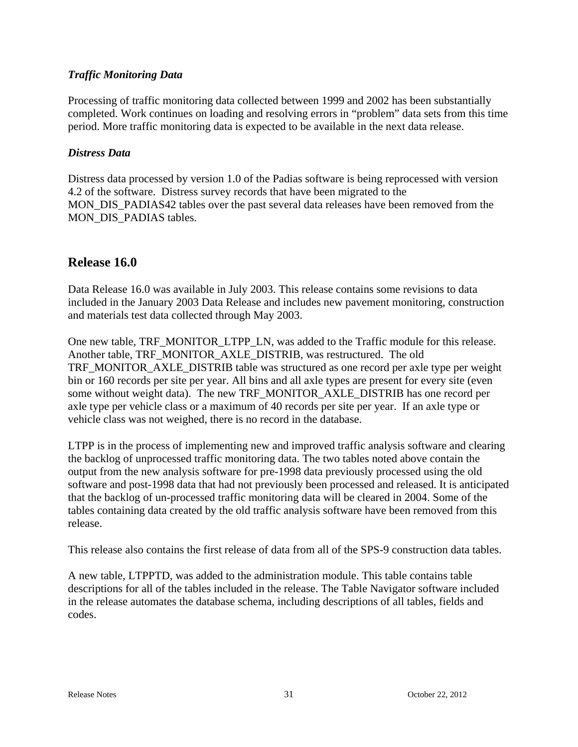### *Traffic Monitoring Data*

Processing of traffic monitoring data collected between 1999 and 2002 has been substantially completed. Work continues on loading and resolving errors in "problem" data sets from this time period. More traffic monitoring data is expected to be available in the next data release.

### *Distress Data*

Distress data processed by version 1.0 of the Padias software is being reprocessed with version 4.2 of the software. Distress survey records that have been migrated to the MON_DIS_PADIAS42 tables over the past several data releases have been removed from the MON_DIS_PADIAS tables.

## Release 16.0

Data Release 16.0 was available in July 2003. This release contains some revisions to data included in the January 2003 Data Release and includes new pavement monitoring, construction and materials test data collected through May 2003.

One new table, TRF_MONITOR_LTPP_LN, was added to the Traffic module for this release. Another table, TRF_MONITOR_AXLE_DISTRIB, was restructured. The old TRF_MONITOR_AXLE_DISTRIB table was structured as one record per axle type per weight bin or 160 records per site per year. All bins and all axle types are present for every site (even some without weight data). The new TRF_MONITOR_AXLE_DISTRIB has one record per axle type per vehicle class or a maximum of 40 records per site per year. If an axle type or vehicle class was not weighed, there is no record in the database.

LTPP is in the process of implementing new and improved traffic analysis software and clearing the backlog of unprocessed traffic monitoring data. The two tables noted above contain the output from the new analysis software for pre-1998 data previously processed using the old software and post-1998 data that had not previously been processed and released. It is anticipated that the backlog of un-processed traffic monitoring data will be cleared in 2004. Some of the tables containing data created by the old traffic analysis software have been removed from this release.

This release also contains the first release of data from all of the SPS-9 construction data tables.

A new table, LTPPTD, was added to the administration module. This table contains table descriptions for all of the tables included in the release. The Table Navigator software included in the release automates the database schema, including descriptions of all tables, fields and codes.